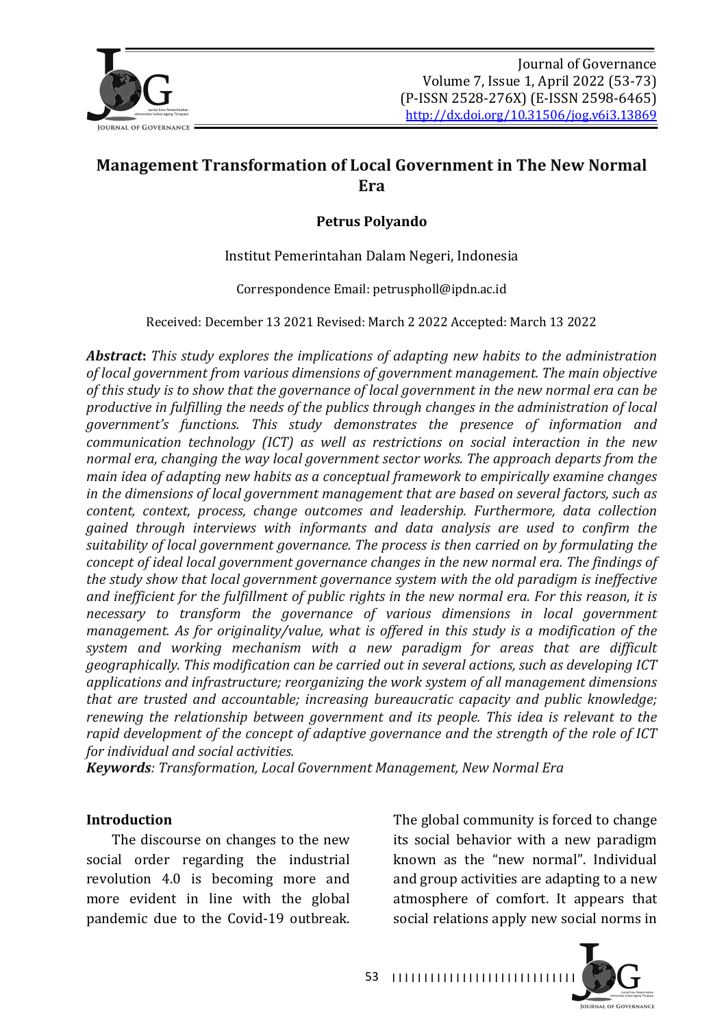# Management Transformation of Local Government in The New Normal Era

**Petrus Polyando**

Institut Pemerintahan Dalam Negeri, Indonesia

Correspondence Email: petruspholl@ipdn.ac.id

Received: December 13 2021 Revised: March 2 2022 Accepted: March 13 2022

***Abstract***: *This study explores the implications of adapting new habits to the administration of local government from various dimensions of government management. The main objective of this study is to show that the governance of local government in the new normal era can be productive in fulfilling the needs of the publics through changes in the administration of local government's functions. This study demonstrates the presence of information and communication technology (ICT) as well as restrictions on social interaction in the new normal era, changing the way local government sector works. The approach departs from the main idea of adapting new habits as a conceptual framework to empirically examine changes in the dimensions of local government management that are based on several factors, such as content, context, process, change outcomes and leadership. Furthermore, data collection gained through interviews with informants and data analysis are used to confirm the suitability of local government governance. The process is then carried on by formulating the concept of ideal local government governance changes in the new normal era. The findings of the study show that local government governance system with the old paradigm is ineffective and inefficient for the fulfillment of public rights in the new normal era. For this reason, it is necessary to transform the governance of various dimensions in local government management. As for originality/value, what is offered in this study is a modification of the system and working mechanism with a new paradigm for areas that are difficult geographically. This modification can be carried out in several actions, such as developing ICT applications and infrastructure; reorganizing the work system of all management dimensions that are trusted and accountable; increasing bureaucratic capacity and public knowledge; renewing the relationship between government and its people. This idea is relevant to the rapid development of the concept of adaptive governance and the strength of the role of ICT for individual and social activities.*

***Keywords***: *Transformation, Local Government Management, New Normal Era*

## Introduction

The discourse on changes to the new social order regarding the industrial revolution 4.0 is becoming more and more evident in line with the global pandemic due to the Covid-19 outbreak. The global community is forced to change its social behavior with a new paradigm known as the "new normal". Individual and group activities are adapting to a new atmosphere of comfort. It appears that social relations apply new social norms in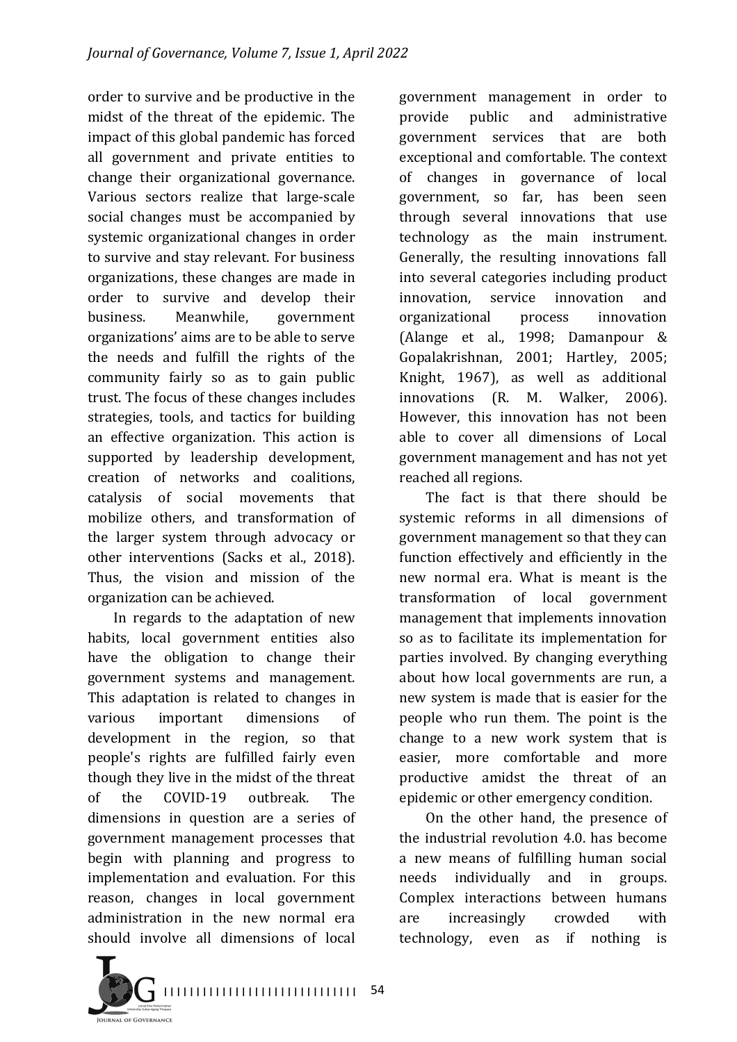order to survive and be productive in the midst of the threat of the epidemic. The impact of this global pandemic has forced all government and private entities to change their organizational governance. Various sectors realize that large-scale social changes must be accompanied by systemic organizational changes in order to survive and stay relevant. For business organizations, these changes are made in order to survive and develop their business. Meanwhile, government organizations' aims are to be able to serve the needs and fulfill the rights of the community fairly so as to gain public trust. The focus of these changes includes strategies, tools, and tactics for building an effective organization. This action is supported by leadership development, creation of networks and coalitions, catalysis of social movements that mobilize others, and transformation of the larger system through advocacy or other interventions (Sacks et al., 2018). Thus, the vision and mission of the organization can be achieved.

In regards to the adaptation of new habits, local government entities also have the obligation to change their government systems and management. This adaptation is related to changes in various important dimensions of development in the region, so that people's rights are fulfilled fairly even though they live in the midst of the threat of the COVID-19 outbreak. The dimensions in question are a series of government management processes that begin with planning and progress to implementation and evaluation. For this reason, changes in local government administration in the new normal era should involve all dimensions of local government management in order to provide public and administrative government services that are both exceptional and comfortable. The context of changes in governance of local government, so far, has been seen through several innovations that use technology as the main instrument. Generally, the resulting innovations fall into several categories including product innovation, service innovation and organizational process innovation (Alange et al., 1998; Damanpour & Gopalakrishnan, 2001; Hartley, 2005; Knight, 1967), as well as additional innovations (R. M. Walker, 2006). However, this innovation has not been able to cover all dimensions of Local government management and has not yet reached all regions.

The fact is that there should be systemic reforms in all dimensions of government management so that they can function effectively and efficiently in the new normal era. What is meant is the transformation of local government management that implements innovation so as to facilitate its implementation for parties involved. By changing everything about how local governments are run, a new system is made that is easier for the people who run them. The point is the change to a new work system that is easier, more comfortable and more productive amidst the threat of an epidemic or other emergency condition.

On the other hand, the presence of the industrial revolution 4.0. has become a new means of fulfilling human social needs individually and in groups. Complex interactions between humans are increasingly crowded with technology, even as if nothing is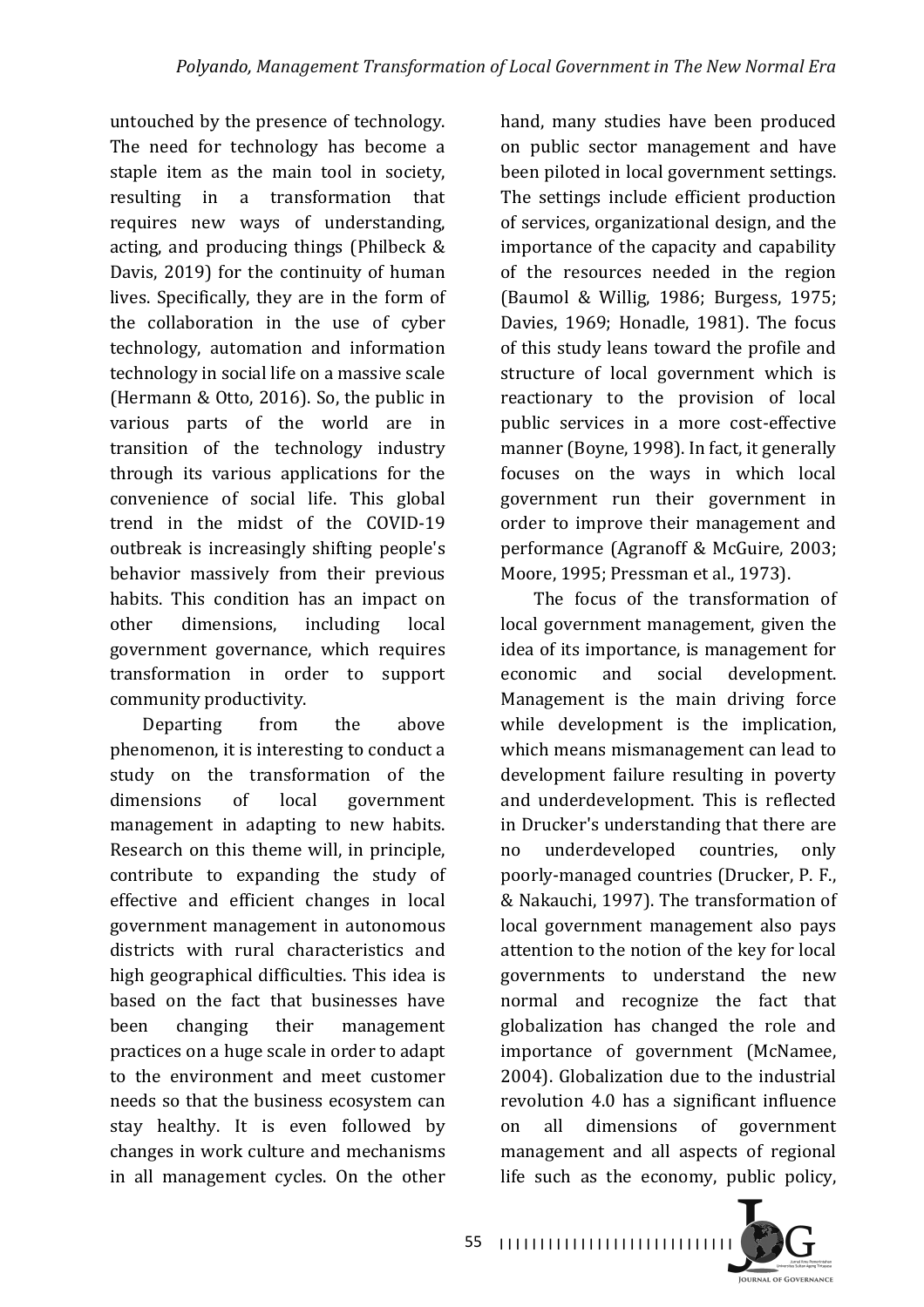untouched by the presence of technology. The need for technology has become a staple item as the main tool in society, resulting in a transformation that requires new ways of understanding, acting, and producing things (Philbeck & Davis, 2019) for the continuity of human lives. Specifically, they are in the form of the collaboration in the use of cyber technology, automation and information technology in social life on a massive scale (Hermann & Otto, 2016). So, the public in various parts of the world are in transition of the technology industry through its various applications for the convenience of social life. This global trend in the midst of the COVID-19 outbreak is increasingly shifting people's behavior massively from their previous habits. This condition has an impact on other dimensions, including local government governance, which requires transformation in order to support community productivity.

Departing from the above phenomenon, it is interesting to conduct a study on the transformation of the dimensions of local government management in adapting to new habits. Research on this theme will, in principle, contribute to expanding the study of effective and efficient changes in local government management in autonomous districts with rural characteristics and high geographical difficulties. This idea is based on the fact that businesses have been changing their management practices on a huge scale in order to adapt to the environment and meet customer needs so that the business ecosystem can stay healthy. It is even followed by changes in work culture and mechanisms in all management cycles. On the other hand, many studies have been produced on public sector management and have been piloted in local government settings. The settings include efficient production of services, organizational design, and the importance of the capacity and capability of the resources needed in the region (Baumol & Willig, 1986; Burgess, 1975; Davies, 1969; Honadle, 1981). The focus of this study leans toward the profile and structure of local government which is reactionary to the provision of local public services in a more cost-effective manner (Boyne, 1998). In fact, it generally focuses on the ways in which local government run their government in order to improve their management and performance (Agranoff & McGuire, 2003; Moore, 1995; Pressman et al., 1973).

The focus of the transformation of local government management, given the idea of its importance, is management for economic and social development. Management is the main driving force while development is the implication, which means mismanagement can lead to development failure resulting in poverty and underdevelopment. This is reflected in Drucker's understanding that there are no underdeveloped countries, only poorly-managed countries (Drucker, P. F., & Nakauchi, 1997). The transformation of local government management also pays attention to the notion of the key for local governments to understand the new normal and recognize the fact that globalization has changed the role and importance of government (McNamee, 2004). Globalization due to the industrial revolution 4.0 has a significant influence on all dimensions of government management and all aspects of regional life such as the economy, public policy,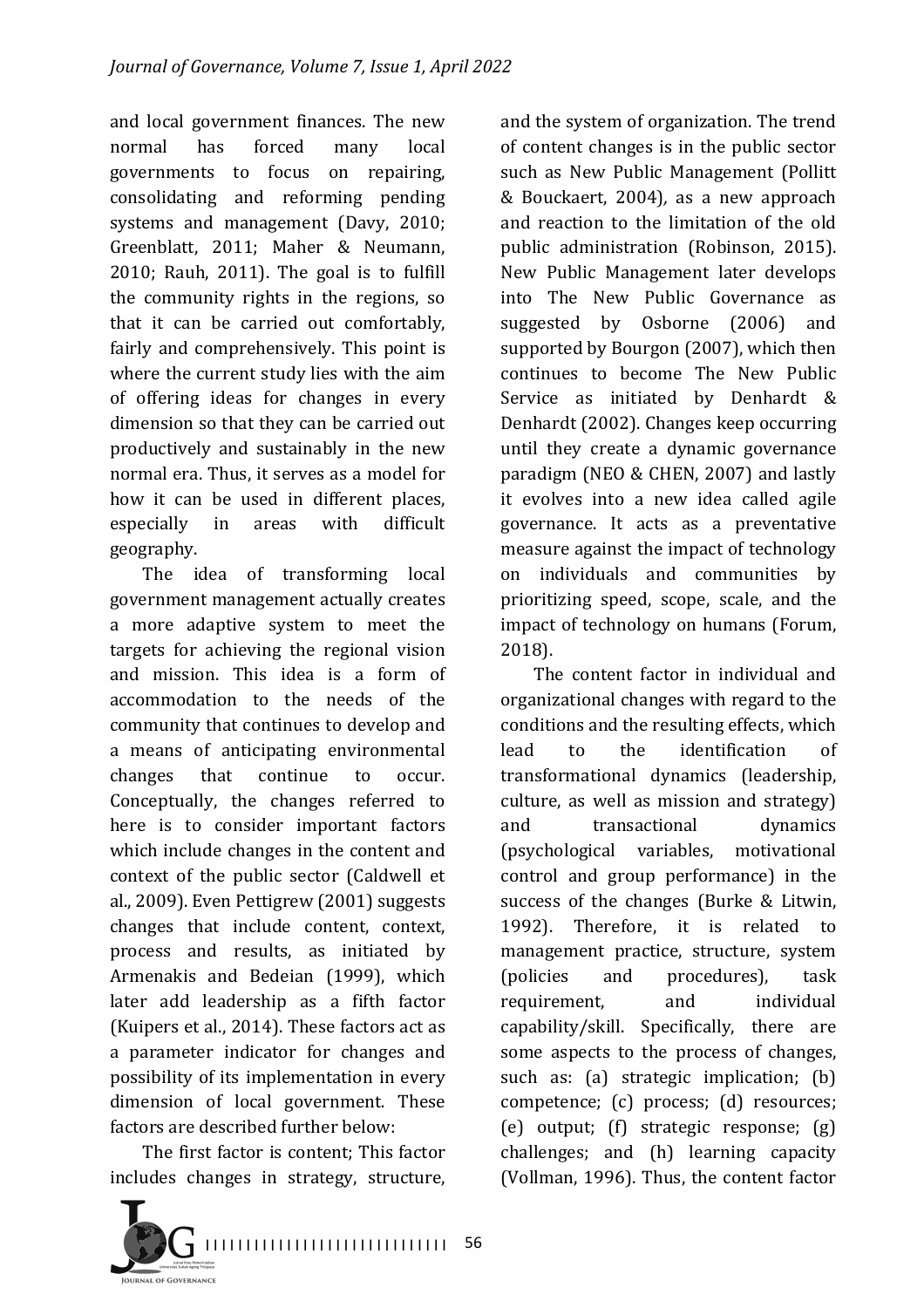and local government finances. The new normal has forced many local governments to focus on repairing, consolidating and reforming pending systems and management (Davy, 2010; Greenblatt, 2011; Maher & Neumann, 2010; Rauh, 2011). The goal is to fulfill the community rights in the regions, so that it can be carried out comfortably, fairly and comprehensively. This point is where the current study lies with the aim of offering ideas for changes in every dimension so that they can be carried out productively and sustainably in the new normal era. Thus, it serves as a model for how it can be used in different places, especially in areas with difficult geography.

The idea of transforming local government management actually creates a more adaptive system to meet the targets for achieving the regional vision and mission. This idea is a form of accommodation to the needs of the community that continues to develop and a means of anticipating environmental changes that continue to occur. Conceptually, the changes referred to here is to consider important factors which include changes in the content and context of the public sector (Caldwell et al., 2009). Even Pettigrew (2001) suggests changes that include content, context, process and results, as initiated by Armenakis and Bedeian (1999), which later add leadership as a fifth factor (Kuipers et al., 2014). These factors act as a parameter indicator for changes and possibility of its implementation in every dimension of local government. These factors are described further below:

The first factor is content; This factor includes changes in strategy, structure, and the system of organization. The trend of content changes is in the public sector such as New Public Management (Pollitt & Bouckaert, 2004), as a new approach and reaction to the limitation of the old public administration (Robinson, 2015). New Public Management later develops into The New Public Governance as suggested by Osborne (2006) and supported by Bourgon (2007), which then continues to become The New Public Service as initiated by Denhardt & Denhardt (2002). Changes keep occurring until they create a dynamic governance paradigm (NEO & CHEN, 2007) and lastly it evolves into a new idea called agile governance. It acts as a preventative measure against the impact of technology on individuals and communities by prioritizing speed, scope, scale, and the impact of technology on humans (Forum, 2018).

The content factor in individual and organizational changes with regard to the conditions and the resulting effects, which lead to the identification of transformational dynamics (leadership, culture, as well as mission and strategy) and transactional dynamics (psychological variables, motivational control and group performance) in the success of the changes (Burke & Litwin, 1992). Therefore, it is related to management practice, structure, system (policies and procedures), task requirement, and individual capability/skill. Specifically, there are some aspects to the process of changes, such as: (a) strategic implication; (b) competence; (c) process; (d) resources; (e) output; (f) strategic response; (g) challenges; and (h) learning capacity (Vollman, 1996). Thus, the content factor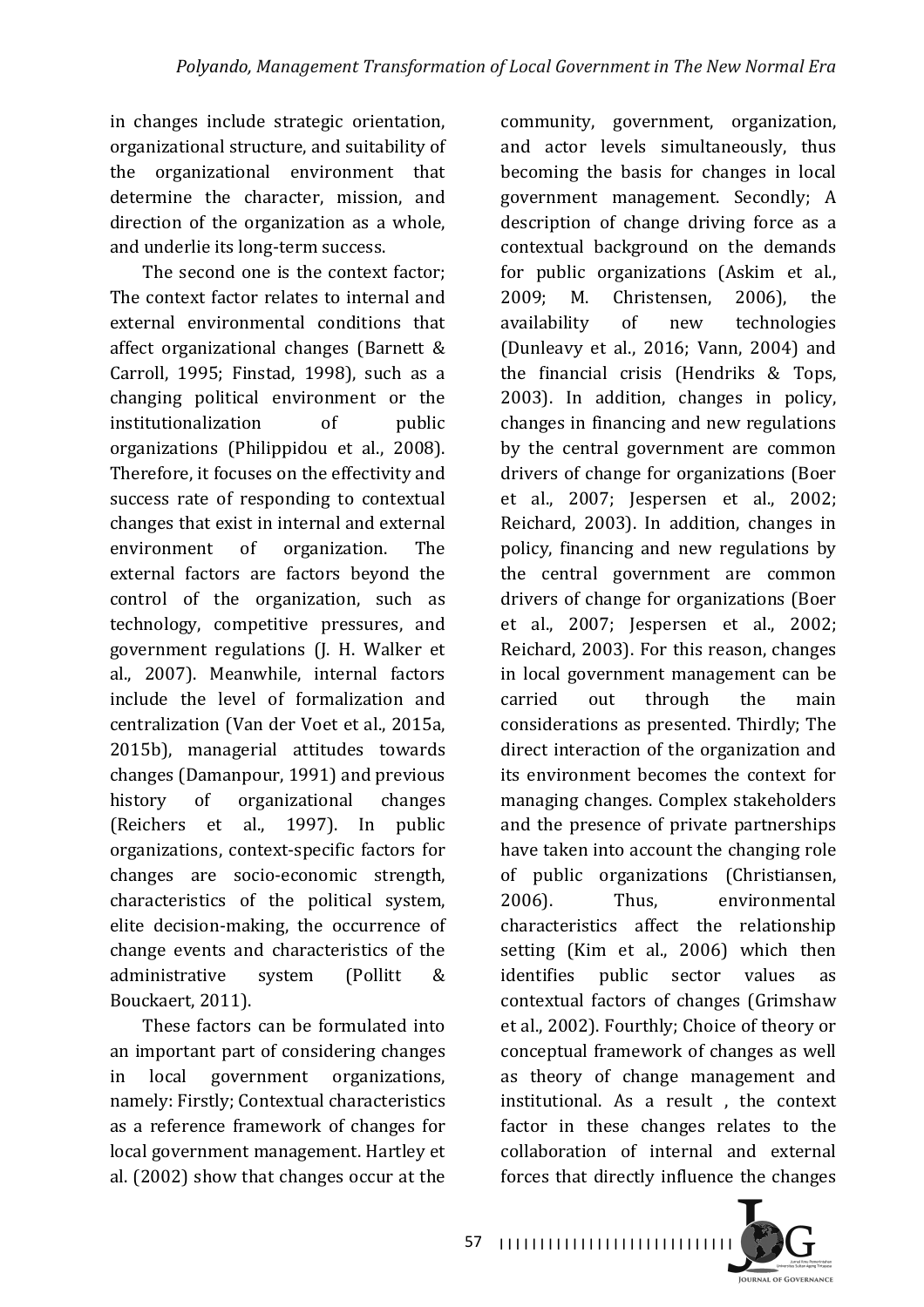in changes include strategic orientation, organizational structure, and suitability of the organizational environment that determine the character, mission, and direction of the organization as a whole, and underlie its long-term success.

The second one is the context factor; The context factor relates to internal and external environmental conditions that affect organizational changes (Barnett & Carroll, 1995; Finstad, 1998), such as a changing political environment or the institutionalization of public organizations (Philippidou et al., 2008). Therefore, it focuses on the effectivity and success rate of responding to contextual changes that exist in internal and external environment of organization. The external factors are factors beyond the control of the organization, such as technology, competitive pressures, and government regulations (J. H. Walker et al., 2007). Meanwhile, internal factors include the level of formalization and centralization (Van der Voet et al., 2015a, 2015b), managerial attitudes towards changes (Damanpour, 1991) and previous history of organizational changes (Reichers et al., 1997). In public organizations, context-specific factors for changes are socio-economic strength, characteristics of the political system, elite decision-making, the occurrence of change events and characteristics of the administrative system (Pollitt & Bouckaert, 2011).

These factors can be formulated into an important part of considering changes in local government organizations, namely: Firstly; Contextual characteristics as a reference framework of changes for local government management. Hartley et al. (2002) show that changes occur at the community, government, organization, and actor levels simultaneously, thus becoming the basis for changes in local government management. Secondly; A description of change driving force as a contextual background on the demands for public organizations (Askim et al., 2009; M. Christensen, 2006), the availability of new technologies (Dunleavy et al., 2016; Vann, 2004) and the financial crisis (Hendriks & Tops, 2003). In addition, changes in policy, changes in financing and new regulations by the central government are common drivers of change for organizations (Boer et al., 2007; Jespersen et al., 2002; Reichard, 2003). In addition, changes in policy, financing and new regulations by the central government are common drivers of change for organizations (Boer et al., 2007; Jespersen et al., 2002; Reichard, 2003). For this reason, changes in local government management can be carried out through the main considerations as presented. Thirdly; The direct interaction of the organization and its environment becomes the context for managing changes. Complex stakeholders and the presence of private partnerships have taken into account the changing role of public organizations (Christiansen, 2006). Thus, environmental characteristics affect the relationship setting (Kim et al., 2006) which then identifies public sector values as contextual factors of changes (Grimshaw et al., 2002). Fourthly; Choice of theory or conceptual framework of changes as well as theory of change management and institutional. As a result , the context factor in these changes relates to the collaboration of internal and external forces that directly influence the changes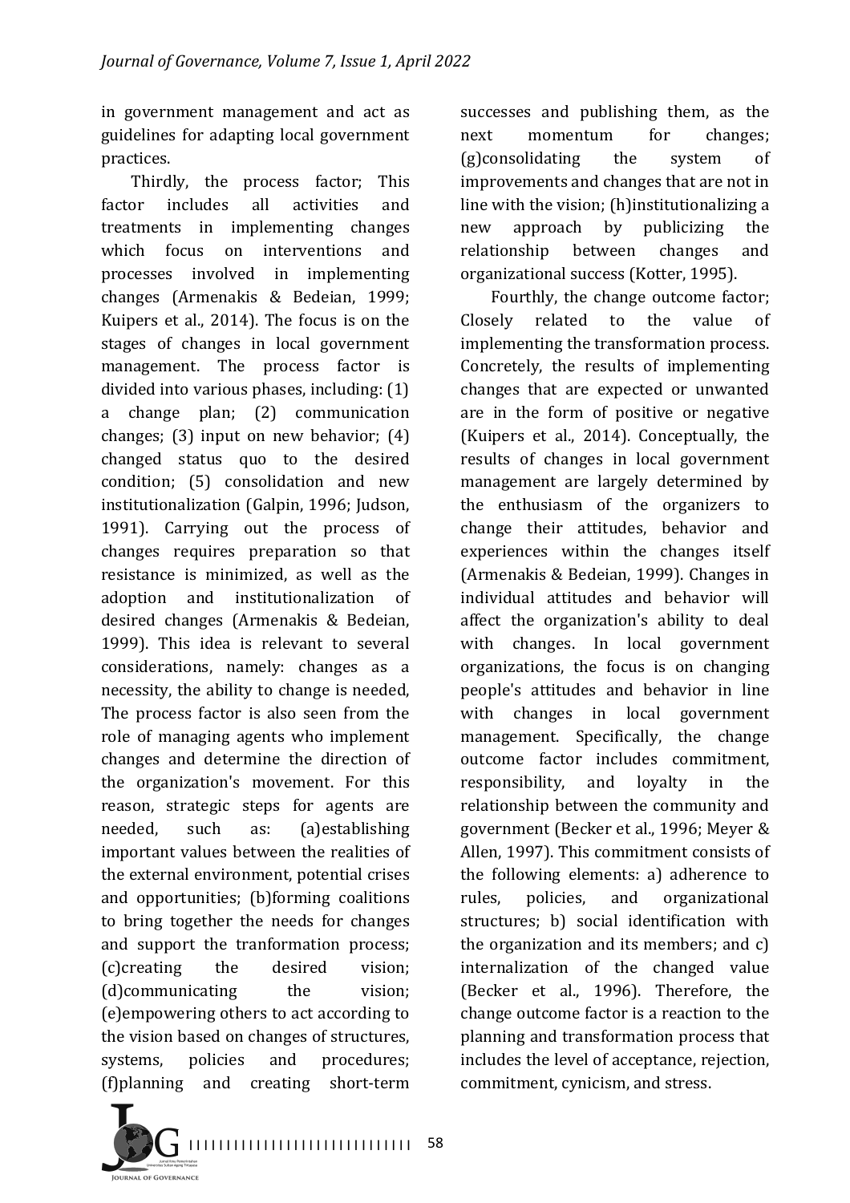in government management and act as guidelines for adapting local government practices.

Thirdly, the process factor; This factor includes all activities and treatments in implementing changes which focus on interventions and processes involved in implementing changes (Armenakis & Bedeian, 1999; Kuipers et al., 2014). The focus is on the stages of changes in local government management. The process factor is divided into various phases, including: (1) a change plan; (2) communication changes; (3) input on new behavior; (4) changed status quo to the desired condition; (5) consolidation and new institutionalization (Galpin, 1996; Judson, 1991). Carrying out the process of changes requires preparation so that resistance is minimized, as well as the adoption and institutionalization of desired changes (Armenakis & Bedeian, 1999). This idea is relevant to several considerations, namely: changes as a necessity, the ability to change is needed, The process factor is also seen from the role of managing agents who implement changes and determine the direction of the organization's movement. For this reason, strategic steps for agents are needed, such as: (a)establishing important values between the realities of the external environment, potential crises and opportunities; (b)forming coalitions to bring together the needs for changes and support the tranformation process; (c)creating the desired vision; (d)communicating the vision; (e)empowering others to act according to the vision based on changes of structures, systems, policies and procedures; (f)planning and creating short-term successes and publishing them, as the next momentum for changes; (g)consolidating the system of improvements and changes that are not in line with the vision; (h)institutionalizing a new approach by publicizing the relationship between changes and organizational success (Kotter, 1995).

Fourthly, the change outcome factor; Closely related to the value of implementing the transformation process. Concretely, the results of implementing changes that are expected or unwanted are in the form of positive or negative (Kuipers et al., 2014). Conceptually, the results of changes in local government management are largely determined by the enthusiasm of the organizers to change their attitudes, behavior and experiences within the changes itself (Armenakis & Bedeian, 1999). Changes in individual attitudes and behavior will affect the organization's ability to deal with changes. In local government organizations, the focus is on changing people's attitudes and behavior in line with changes in local government management. Specifically, the change outcome factor includes commitment, responsibility, and loyalty in the relationship between the community and government (Becker et al., 1996; Meyer & Allen, 1997). This commitment consists of the following elements: a) adherence to rules, policies, and organizational structures; b) social identification with the organization and its members; and c) internalization of the changed value (Becker et al., 1996). Therefore, the change outcome factor is a reaction to the planning and transformation process that includes the level of acceptance, rejection, commitment, cynicism, and stress.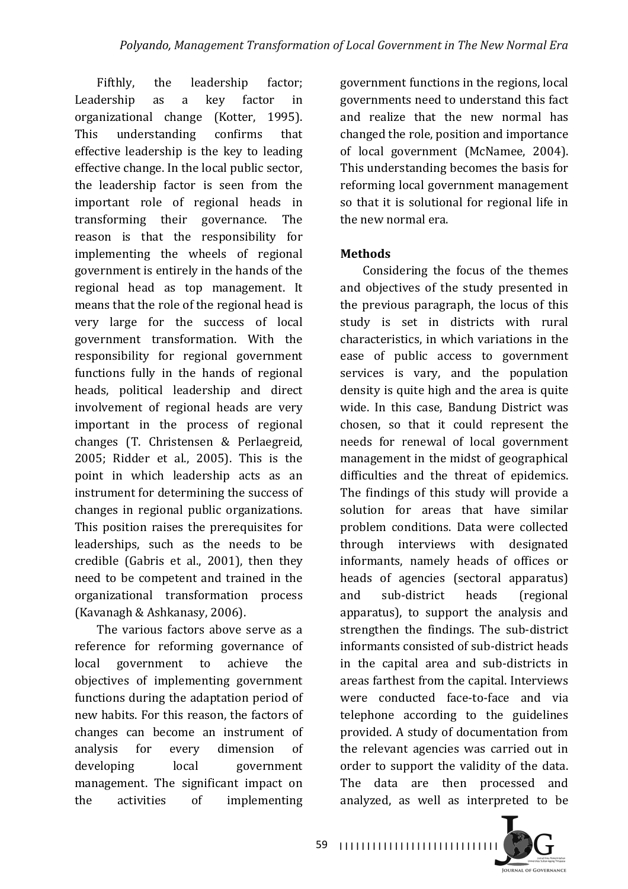Fifthly, the leadership factor; Leadership as a key factor in organizational change (Kotter, 1995). This understanding confirms that effective leadership is the key to leading effective change. In the local public sector, the leadership factor is seen from the important role of regional heads in transforming their governance. The reason is that the responsibility for implementing the wheels of regional government is entirely in the hands of the regional head as top management. It means that the role of the regional head is very large for the success of local government transformation. With the responsibility for regional government functions fully in the hands of regional heads, political leadership and direct involvement of regional heads are very important in the process of regional changes (T. Christensen & Perlaegreid, 2005; Ridder et al., 2005). This is the point in which leadership acts as an instrument for determining the success of changes in regional public organizations. This position raises the prerequisites for leaderships, such as the needs to be credible (Gabris et al., 2001), then they need to be competent and trained in the organizational transformation process (Kavanagh & Ashkanasy, 2006).

The various factors above serve as a reference for reforming governance of local government to achieve the objectives of implementing government functions during the adaptation period of new habits. For this reason, the factors of changes can become an instrument of analysis for every dimension of developing local government management. The significant impact on the activities of implementing government functions in the regions, local governments need to understand this fact and realize that the new normal has changed the role, position and importance of local government (McNamee, 2004). This understanding becomes the basis for reforming local government management so that it is solutional for regional life in the new normal era.

## Methods

Considering the focus of the themes and objectives of the study presented in the previous paragraph, the locus of this study is set in districts with rural characteristics, in which variations in the ease of public access to government services is vary, and the population density is quite high and the area is quite wide. In this case, Bandung District was chosen, so that it could represent the needs for renewal of local government management in the midst of geographical difficulties and the threat of epidemics. The findings of this study will provide a solution for areas that have similar problem conditions. Data were collected through interviews with designated informants, namely heads of offices or heads of agencies (sectoral apparatus) and sub-district heads (regional apparatus), to support the analysis and strengthen the findings. The sub-district informants consisted of sub-district heads in the capital area and sub-districts in areas farthest from the capital. Interviews were conducted face-to-face and via telephone according to the guidelines provided. A study of documentation from the relevant agencies was carried out in order to support the validity of the data. The data are then processed and analyzed, as well as interpreted to be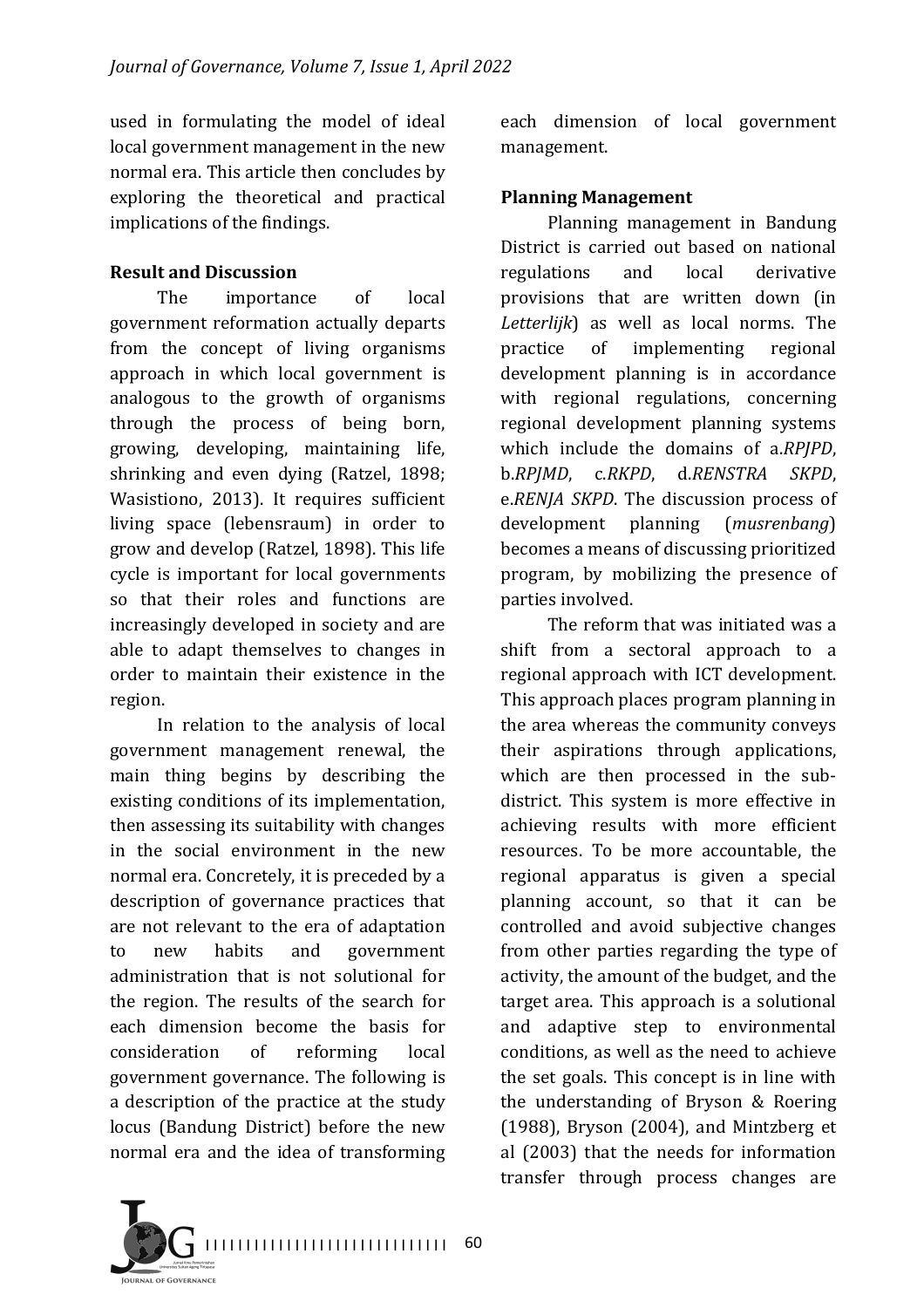used in formulating the model of ideal local government management in the new normal era. This article then concludes by exploring the theoretical and practical implications of the findings.

## Result and Discussion

The importance of local government reformation actually departs from the concept of living organisms approach in which local government is analogous to the growth of organisms through the process of being born, growing, developing, maintaining life, shrinking and even dying (Ratzel, 1898; Wasistiono, 2013). It requires sufficient living space (lebensraum) in order to grow and develop (Ratzel, 1898). This life cycle is important for local governments so that their roles and functions are increasingly developed in society and are able to adapt themselves to changes in order to maintain their existence in the region.

In relation to the analysis of local government management renewal, the main thing begins by describing the existing conditions of its implementation, then assessing its suitability with changes in the social environment in the new normal era. Concretely, it is preceded by a description of governance practices that are not relevant to the era of adaptation to new habits and government administration that is not solutional for the region. The results of the search for each dimension become the basis for consideration of reforming local government governance. The following is a description of the practice at the study locus (Bandung District) before the new normal era and the idea of transforming each dimension of local government management.

### Planning Management

Planning management in Bandung District is carried out based on national regulations and local derivative provisions that are written down (in *Letterlijk*) as well as local norms. The practice of implementing regional development planning is in accordance with regional regulations, concerning regional development planning systems which include the domains of a.*RPJPD*, b.*RPJMD*, c.*RKPD*, d.*RENSTRA SKPD*, e.*RENJA SKPD*. The discussion process of development planning (*musrenbang*) becomes a means of discussing prioritized program, by mobilizing the presence of parties involved.

The reform that was initiated was a shift from a sectoral approach to a regional approach with ICT development. This approach places program planning in the area whereas the community conveys their aspirations through applications, which are then processed in the sub-district. This system is more effective in achieving results with more efficient resources. To be more accountable, the regional apparatus is given a special planning account, so that it can be controlled and avoid subjective changes from other parties regarding the type of activity, the amount of the budget, and the target area. This approach is a solutional and adaptive step to environmental conditions, as well as the need to achieve the set goals. This concept is in line with the understanding of Bryson & Roering (1988), Bryson (2004), and Mintzberg et al (2003) that the needs for information transfer through process changes are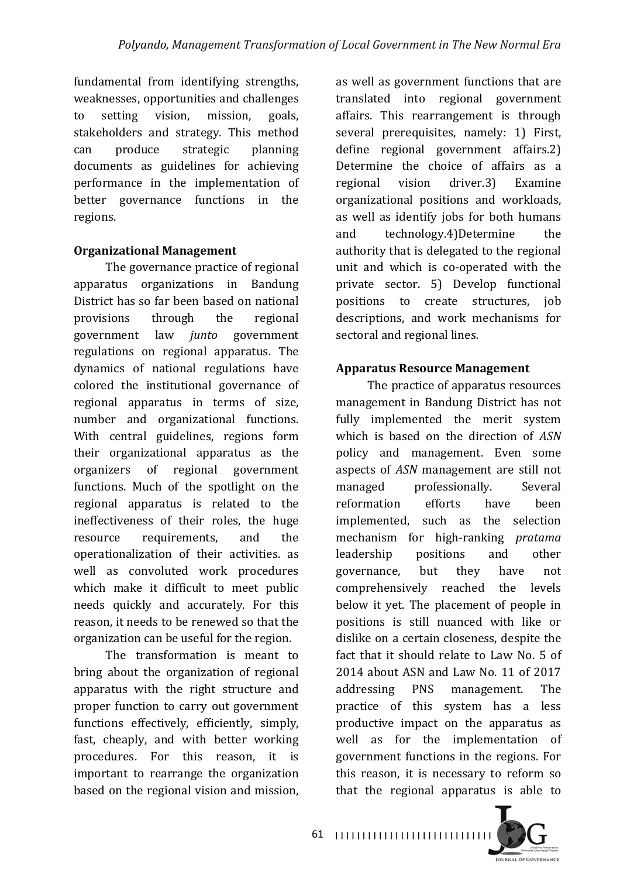fundamental from identifying strengths, weaknesses, opportunities and challenges to setting vision, mission, goals, stakeholders and strategy. This method can produce strategic planning documents as guidelines for achieving performance in the implementation of better governance functions in the regions.

**Organizational Management**

The governance practice of regional apparatus organizations in Bandung District has so far been based on national provisions through the regional government law *junto* government regulations on regional apparatus. The dynamics of national regulations have colored the institutional governance of regional apparatus in terms of size, number and organizational functions. With central guidelines, regions form their organizational apparatus as the organizers of regional government functions. Much of the spotlight on the regional apparatus is related to the ineffectiveness of their roles, the huge resource requirements, and the operationalization of their activities. as well as convoluted work procedures which make it difficult to meet public needs quickly and accurately. For this reason, it needs to be renewed so that the organization can be useful for the region.

The transformation is meant to bring about the organization of regional apparatus with the right structure and proper function to carry out government functions effectively, efficiently, simply, fast, cheaply, and with better working procedures. For this reason, it is important to rearrange the organization based on the regional vision and mission, as well as government functions that are translated into regional government affairs. This rearrangement is through several prerequisites, namely: 1) First, define regional government affairs.2) Determine the choice of affairs as a regional vision driver.3) Examine organizational positions and workloads, as well as identify jobs for both humans and technology.4)Determine the authority that is delegated to the regional unit and which is co-operated with the private sector. 5) Develop functional positions to create structures, job descriptions, and work mechanisms for sectoral and regional lines.

**Apparatus Resource Management**

The practice of apparatus resources management in Bandung District has not fully implemented the merit system which is based on the direction of *ASN* policy and management. Even some aspects of *ASN* management are still not managed professionally. Several reformation efforts have been implemented, such as the selection mechanism for high-ranking *pratama* leadership positions and other governance, but they have not comprehensively reached the levels below it yet. The placement of people in positions is still nuanced with like or dislike on a certain closeness, despite the fact that it should relate to Law No. 5 of 2014 about ASN and Law No. 11 of 2017 addressing PNS management. The practice of this system has a less productive impact on the apparatus as well as for the implementation of government functions in the regions. For this reason, it is necessary to reform so that the regional apparatus is able to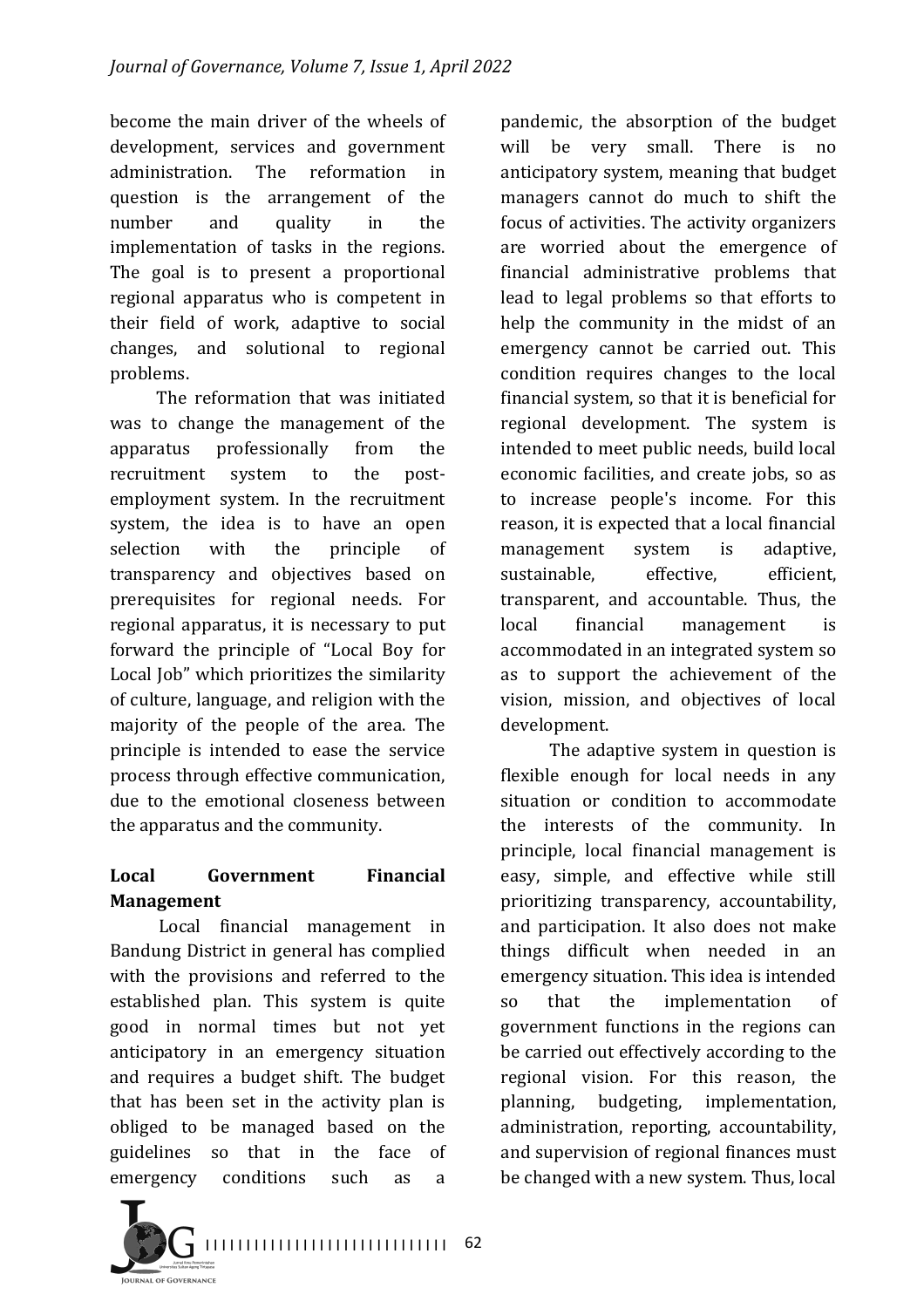become the main driver of the wheels of development, services and government administration. The reformation in question is the arrangement of the number and quality in the implementation of tasks in the regions. The goal is to present a proportional regional apparatus who is competent in their field of work, adaptive to social changes, and solutional to regional problems.

The reformation that was initiated was to change the management of the apparatus professionally from the recruitment system to the post-employment system. In the recruitment system, the idea is to have an open selection with the principle of transparency and objectives based on prerequisites for regional needs. For regional apparatus, it is necessary to put forward the principle of "Local Boy for Local Job" which prioritizes the similarity of culture, language, and religion with the majority of the people of the area. The principle is intended to ease the service process through effective communication, due to the emotional closeness between the apparatus and the community.

**Local Government Financial Management**

Local financial management in Bandung District in general has complied with the provisions and referred to the established plan. This system is quite good in normal times but not yet anticipatory in an emergency situation and requires a budget shift. The budget that has been set in the activity plan is obliged to be managed based on the guidelines so that in the face of emergency conditions such as a pandemic, the absorption of the budget will be very small. There is no anticipatory system, meaning that budget managers cannot do much to shift the focus of activities. The activity organizers are worried about the emergence of financial administrative problems that lead to legal problems so that efforts to help the community in the midst of an emergency cannot be carried out. This condition requires changes to the local financial system, so that it is beneficial for regional development. The system is intended to meet public needs, build local economic facilities, and create jobs, so as to increase people's income. For this reason, it is expected that a local financial management system is adaptive, sustainable, effective, efficient, transparent, and accountable. Thus, the local financial management is accommodated in an integrated system so as to support the achievement of the vision, mission, and objectives of local development.

The adaptive system in question is flexible enough for local needs in any situation or condition to accommodate the interests of the community. In principle, local financial management is easy, simple, and effective while still prioritizing transparency, accountability, and participation. It also does not make things difficult when needed in an emergency situation. This idea is intended so that the implementation of government functions in the regions can be carried out effectively according to the regional vision. For this reason, the planning, budgeting, implementation, administration, reporting, accountability, and supervision of regional finances must be changed with a new system. Thus, local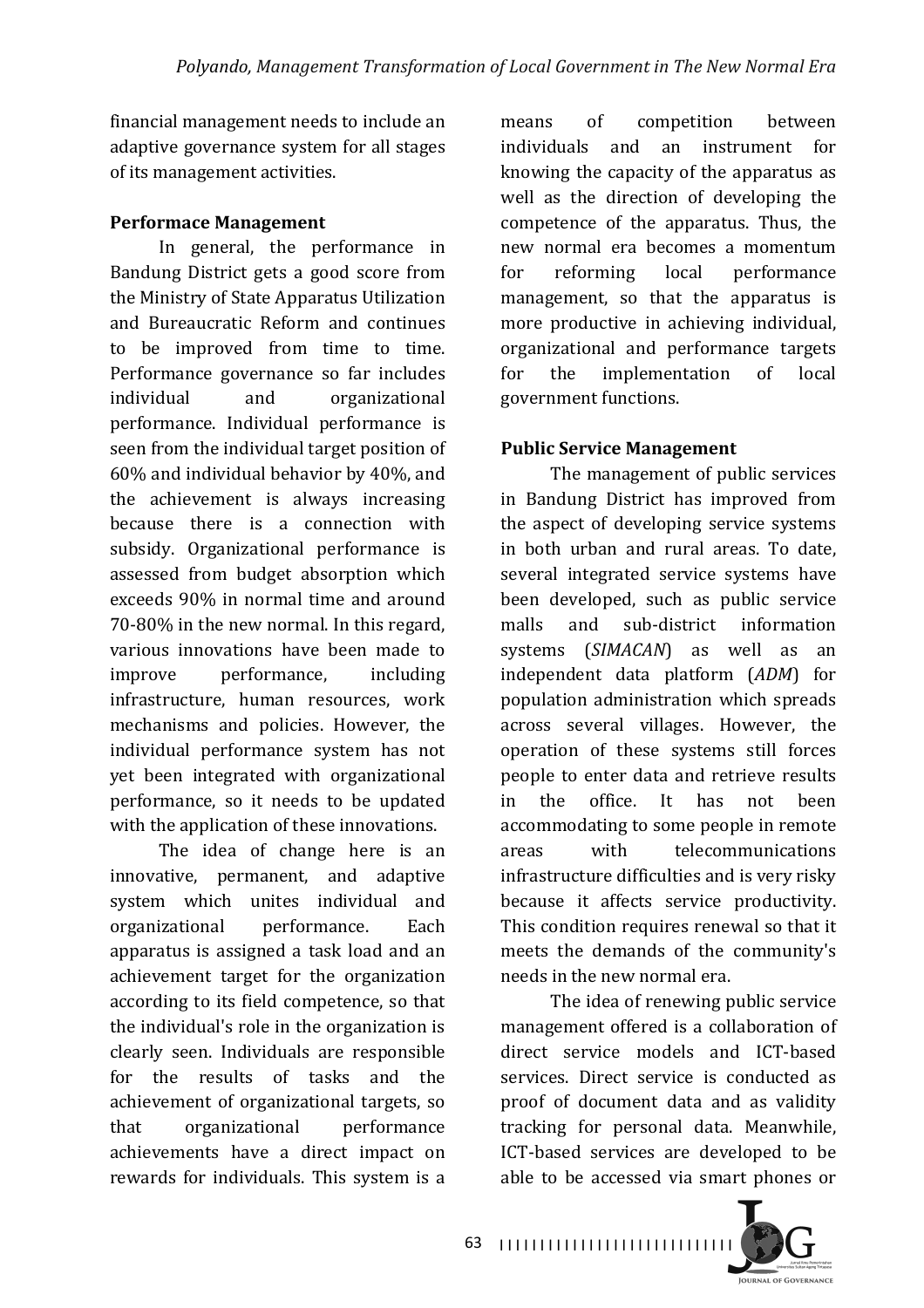financial management needs to include an adaptive governance system for all stages of its management activities.

**Performace Management**

In general, the performance in Bandung District gets a good score from the Ministry of State Apparatus Utilization and Bureaucratic Reform and continues to be improved from time to time. Performance governance so far includes individual and organizational performance. Individual performance is seen from the individual target position of 60% and individual behavior by 40%, and the achievement is always increasing because there is a connection with subsidy. Organizational performance is assessed from budget absorption which exceeds 90% in normal time and around 70-80% in the new normal. In this regard, various innovations have been made to improve performance, including infrastructure, human resources, work mechanisms and policies. However, the individual performance system has not yet been integrated with organizational performance, so it needs to be updated with the application of these innovations.

The idea of change here is an innovative, permanent, and adaptive system which unites individual and organizational performance. Each apparatus is assigned a task load and an achievement target for the organization according to its field competence, so that the individual's role in the organization is clearly seen. Individuals are responsible for the results of tasks and the achievement of organizational targets, so that organizational performance achievements have a direct impact on rewards for individuals. This system is a means of competition between individuals and an instrument for knowing the capacity of the apparatus as well as the direction of developing the competence of the apparatus. Thus, the new normal era becomes a momentum for reforming local performance management, so that the apparatus is more productive in achieving individual, organizational and performance targets for the implementation of local government functions.

**Public Service Management**

The management of public services in Bandung District has improved from the aspect of developing service systems in both urban and rural areas. To date, several integrated service systems have been developed, such as public service malls and sub-district information systems (*SIMACAN*) as well as an independent data platform (*ADM*) for population administration which spreads across several villages. However, the operation of these systems still forces people to enter data and retrieve results in the office. It has not been accommodating to some people in remote areas with telecommunications infrastructure difficulties and is very risky because it affects service productivity. This condition requires renewal so that it meets the demands of the community's needs in the new normal era.

The idea of renewing public service management offered is a collaboration of direct service models and ICT-based services. Direct service is conducted as proof of document data and as validity tracking for personal data. Meanwhile, ICT-based services are developed to be able to be accessed via smart phones or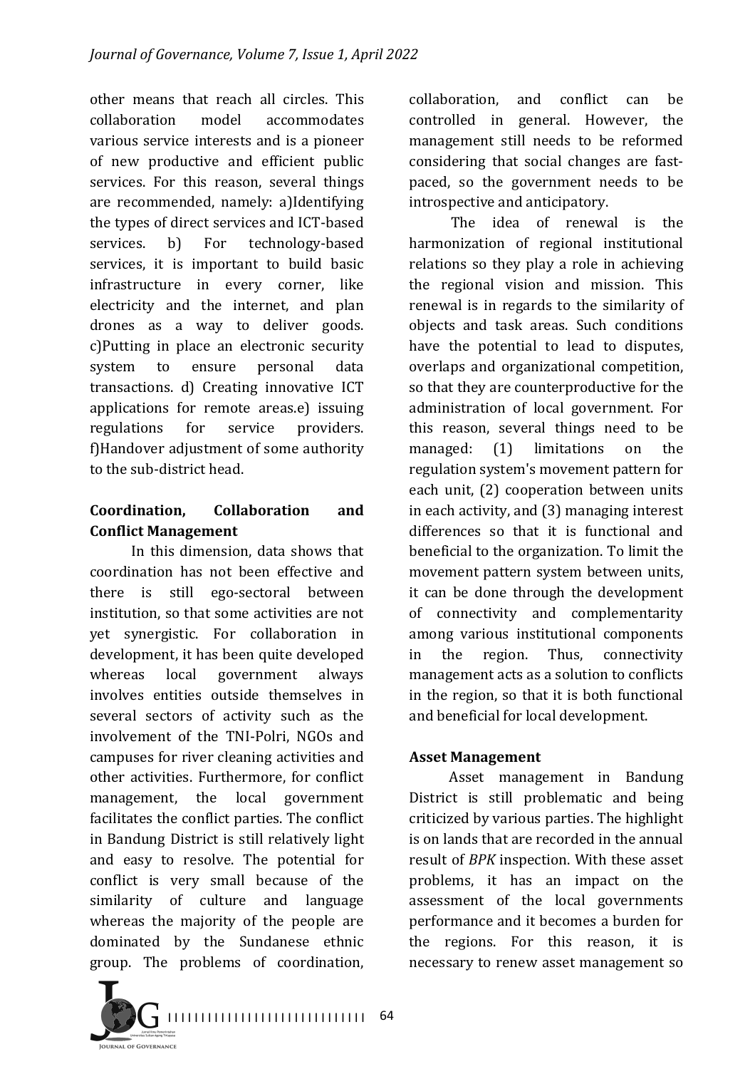other means that reach all circles. This collaboration model accommodates various service interests and is a pioneer of new productive and efficient public services. For this reason, several things are recommended, namely: a)Identifying the types of direct services and ICT-based services. b) For technology-based services, it is important to build basic infrastructure in every corner, like electricity and the internet, and plan drones as a way to deliver goods. c)Putting in place an electronic security system to ensure personal data transactions. d) Creating innovative ICT applications for remote areas.e) issuing regulations for service providers. f)Handover adjustment of some authority to the sub-district head.

### Coordination, Collaboration and Conflict Management

In this dimension, data shows that coordination has not been effective and there is still ego-sectoral between institution, so that some activities are not yet synergistic. For collaboration in development, it has been quite developed whereas local government always involves entities outside themselves in several sectors of activity such as the involvement of the TNI-Polri, NGOs and campuses for river cleaning activities and other activities. Furthermore, for conflict management, the local government facilitates the conflict parties. The conflict in Bandung District is still relatively light and easy to resolve. The potential for conflict is very small because of the similarity of culture and language whereas the majority of the people are dominated by the Sundanese ethnic group. The problems of coordination, collaboration, and conflict can be controlled in general. However, the management still needs to be reformed considering that social changes are fast-paced, so the government needs to be introspective and anticipatory.

The idea of renewal is the harmonization of regional institutional relations so they play a role in achieving the regional vision and mission. This renewal is in regards to the similarity of objects and task areas. Such conditions have the potential to lead to disputes, overlaps and organizational competition, so that they are counterproductive for the administration of local government. For this reason, several things need to be managed: (1) limitations on the regulation system's movement pattern for each unit, (2) cooperation between units in each activity, and (3) managing interest differences so that it is functional and beneficial to the organization. To limit the movement pattern system between units, it can be done through the development of connectivity and complementarity among various institutional components in the region. Thus, connectivity management acts as a solution to conflicts in the region, so that it is both functional and beneficial for local development.

### Asset Management

Asset management in Bandung District is still problematic and being criticized by various parties. The highlight is on lands that are recorded in the annual result of *BPK* inspection. With these asset problems, it has an impact on the assessment of the local governments performance and it becomes a burden for the regions. For this reason, it is necessary to renew asset management so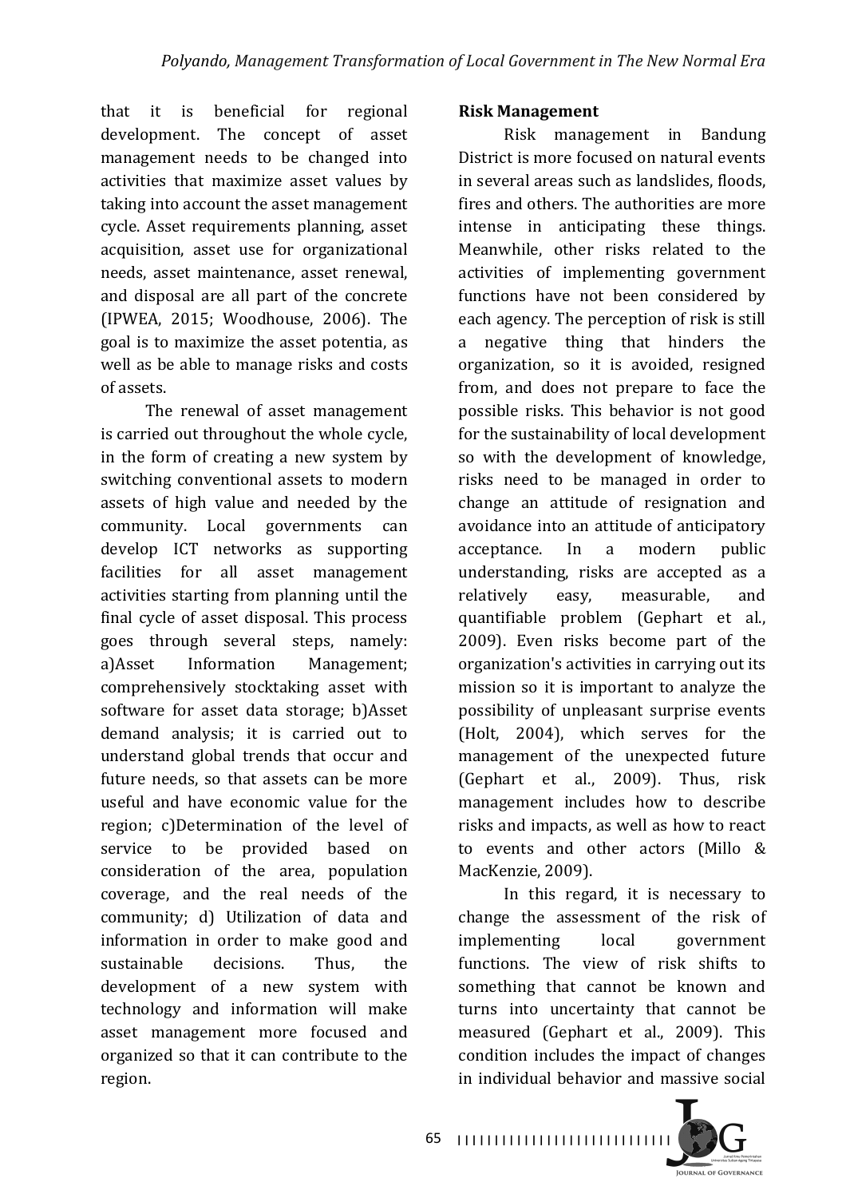that it is beneficial for regional development. The concept of asset management needs to be changed into activities that maximize asset values by taking into account the asset management cycle. Asset requirements planning, asset acquisition, asset use for organizational needs, asset maintenance, asset renewal, and disposal are all part of the concrete (IPWEA, 2015; Woodhouse, 2006). The goal is to maximize the asset potentia, as well as be able to manage risks and costs of assets.

The renewal of asset management is carried out throughout the whole cycle, in the form of creating a new system by switching conventional assets to modern assets of high value and needed by the community. Local governments can develop ICT networks as supporting facilities for all asset management activities starting from planning until the final cycle of asset disposal. This process goes through several steps, namely: a)Asset Information Management; comprehensively stocktaking asset with software for asset data storage; b)Asset demand analysis; it is carried out to understand global trends that occur and future needs, so that assets can be more useful and have economic value for the region; c)Determination of the level of service to be provided based on consideration of the area, population coverage, and the real needs of the community; d) Utilization of data and information in order to make good and sustainable decisions. Thus, the development of a new system with technology and information will make asset management more focused and organized so that it can contribute to the region.

**Risk Management**

Risk management in Bandung District is more focused on natural events in several areas such as landslides, floods, fires and others. The authorities are more intense in anticipating these things. Meanwhile, other risks related to the activities of implementing government functions have not been considered by each agency. The perception of risk is still a negative thing that hinders the organization, so it is avoided, resigned from, and does not prepare to face the possible risks. This behavior is not good for the sustainability of local development so with the development of knowledge, risks need to be managed in order to change an attitude of resignation and avoidance into an attitude of anticipatory acceptance. In a modern public understanding, risks are accepted as a relatively easy, measurable, and quantifiable problem (Gephart et al., 2009). Even risks become part of the organization's activities in carrying out its mission so it is important to analyze the possibility of unpleasant surprise events (Holt, 2004), which serves for the management of the unexpected future (Gephart et al., 2009). Thus, risk management includes how to describe risks and impacts, as well as how to react to events and other actors (Millo & MacKenzie, 2009).

In this regard, it is necessary to change the assessment of the risk of implementing local government functions. The view of risk shifts to something that cannot be known and turns into uncertainty that cannot be measured (Gephart et al., 2009). This condition includes the impact of changes in individual behavior and massive social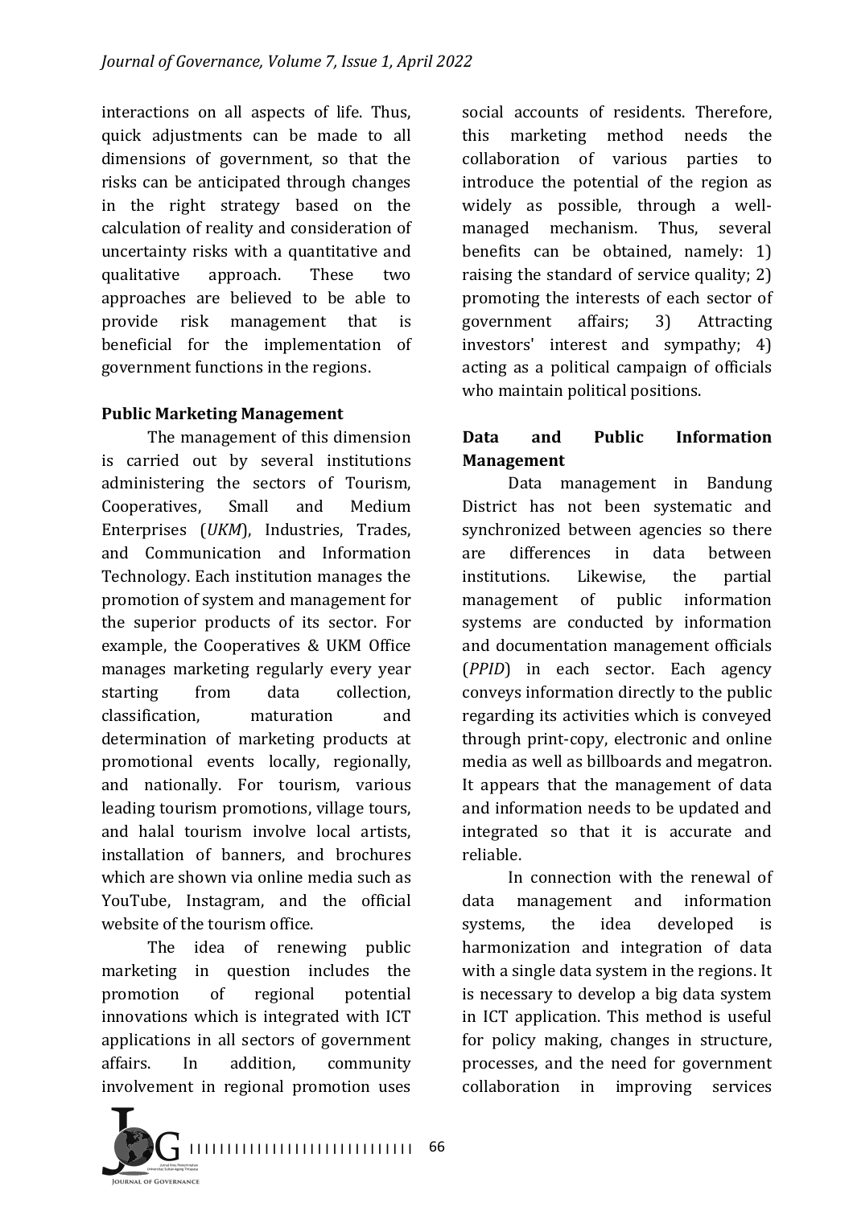interactions on all aspects of life. Thus, quick adjustments can be made to all dimensions of government, so that the risks can be anticipated through changes in the right strategy based on the calculation of reality and consideration of uncertainty risks with a quantitative and qualitative approach. These two approaches are believed to be able to provide risk management that is beneficial for the implementation of government functions in the regions.

**Public Marketing Management**

The management of this dimension is carried out by several institutions administering the sectors of Tourism, Cooperatives, Small and Medium Enterprises (*UKM*), Industries, Trades, and Communication and Information Technology. Each institution manages the promotion of system and management for the superior products of its sector. For example, the Cooperatives & UKM Office manages marketing regularly every year starting from data collection, classification, maturation and determination of marketing products at promotional events locally, regionally, and nationally. For tourism, various leading tourism promotions, village tours, and halal tourism involve local artists, installation of banners, and brochures which are shown via online media such as YouTube, Instagram, and the official website of the tourism office.

The idea of renewing public marketing in question includes the promotion of regional potential innovations which is integrated with ICT applications in all sectors of government affairs. In addition, community involvement in regional promotion uses social accounts of residents. Therefore, this marketing method needs the collaboration of various parties to introduce the potential of the region as widely as possible, through a well-managed mechanism. Thus, several benefits can be obtained, namely: 1) raising the standard of service quality; 2) promoting the interests of each sector of government affairs; 3) Attracting investors' interest and sympathy; 4) acting as a political campaign of officials who maintain political positions.

**Data and Public Information Management**

Data management in Bandung District has not been systematic and synchronized between agencies so there are differences in data between institutions. Likewise, the partial management of public information systems are conducted by information and documentation management officials (*PPID*) in each sector. Each agency conveys information directly to the public regarding its activities which is conveyed through print-copy, electronic and online media as well as billboards and megatron. It appears that the management of data and information needs to be updated and integrated so that it is accurate and reliable.

In connection with the renewal of data management and information systems, the idea developed is harmonization and integration of data with a single data system in the regions. It is necessary to develop a big data system in ICT application. This method is useful for policy making, changes in structure, processes, and the need for government collaboration in improving services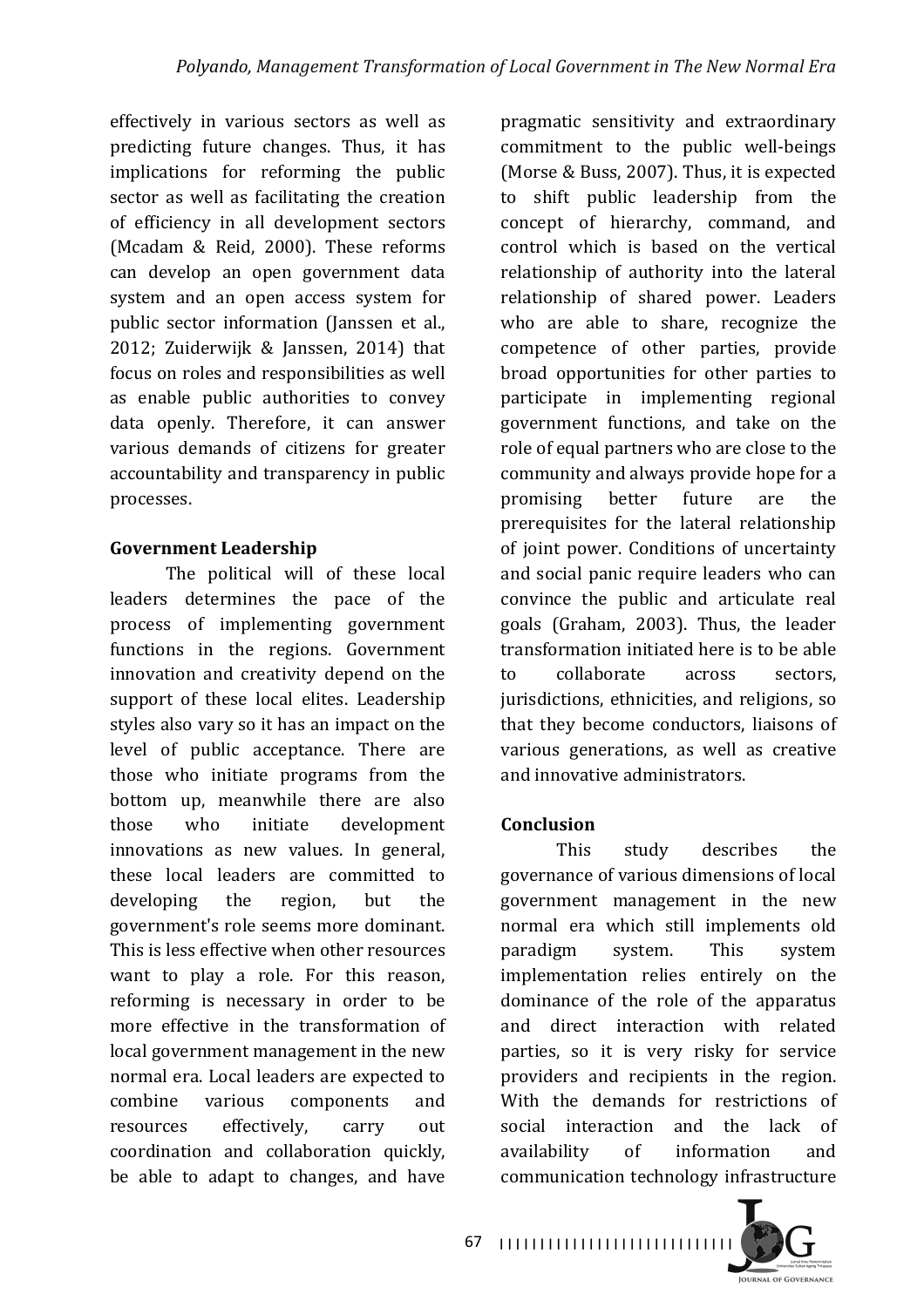effectively in various sectors as well as predicting future changes. Thus, it has implications for reforming the public sector as well as facilitating the creation of efficiency in all development sectors (Mcadam & Reid, 2000). These reforms can develop an open government data system and an open access system for public sector information (Janssen et al., 2012; Zuiderwijk & Janssen, 2014) that focus on roles and responsibilities as well as enable public authorities to convey data openly. Therefore, it can answer various demands of citizens for greater accountability and transparency in public processes.

**Government Leadership**

The political will of these local leaders determines the pace of the process of implementing government functions in the regions. Government innovation and creativity depend on the support of these local elites. Leadership styles also vary so it has an impact on the level of public acceptance. There are those who initiate programs from the bottom up, meanwhile there are also those who initiate development innovations as new values. In general, these local leaders are committed to developing the region, but the government's role seems more dominant. This is less effective when other resources want to play a role. For this reason, reforming is necessary in order to be more effective in the transformation of local government management in the new normal era. Local leaders are expected to combine various components and resources effectively, carry out coordination and collaboration quickly, be able to adapt to changes, and have pragmatic sensitivity and extraordinary commitment to the public well-beings (Morse & Buss, 2007). Thus, it is expected to shift public leadership from the concept of hierarchy, command, and control which is based on the vertical relationship of authority into the lateral relationship of shared power. Leaders who are able to share, recognize the competence of other parties, provide broad opportunities for other parties to participate in implementing regional government functions, and take on the role of equal partners who are close to the community and always provide hope for a promising better future are the prerequisites for the lateral relationship of joint power. Conditions of uncertainty and social panic require leaders who can convince the public and articulate real goals (Graham, 2003). Thus, the leader transformation initiated here is to be able to collaborate across sectors, jurisdictions, ethnicities, and religions, so that they become conductors, liaisons of various generations, as well as creative and innovative administrators.

**Conclusion**

This study describes the governance of various dimensions of local government management in the new normal era which still implements old paradigm system. This system implementation relies entirely on the dominance of the role of the apparatus and direct interaction with related parties, so it is very risky for service providers and recipients in the region. With the demands for restrictions of social interaction and the lack of availability of information and communication technology infrastructure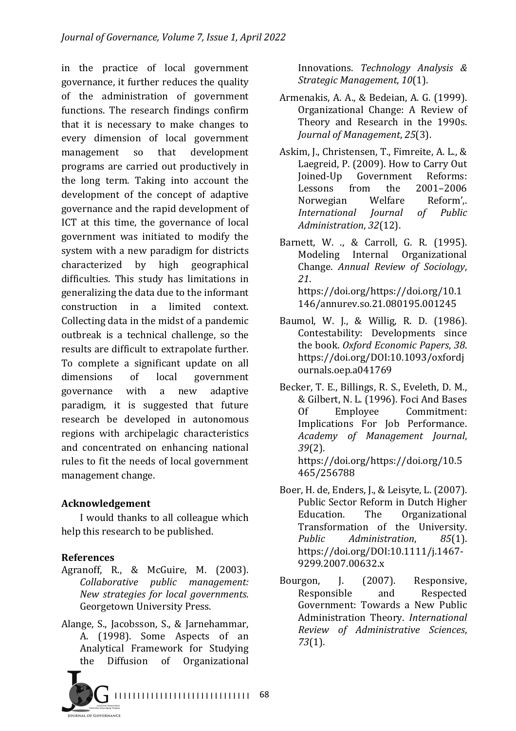in the practice of local government governance, it further reduces the quality of the administration of government functions. The research findings confirm that it is necessary to make changes to every dimension of local government management so that development programs are carried out productively in the long term. Taking into account the development of the concept of adaptive governance and the rapid development of ICT at this time, the governance of local government was initiated to modify the system with a new paradigm for districts characterized by high geographical difficulties. This study has limitations in generalizing the data due to the informant construction in a limited context. Collecting data in the midst of a pandemic outbreak is a technical challenge, so the results are difficult to extrapolate further. To complete a significant update on all dimensions of local government governance with a new adaptive paradigm, it is suggested that future research be developed in autonomous regions with archipelagic characteristics and concentrated on enhancing national rules to fit the needs of local government management change.

### Acknowledgement

I would thanks to all colleague which help this research to be published.

### References

Agranoff, R., & McGuire, M. (2003). *Collaborative public management: New strategies for local governments*. Georgetown University Press.

Alange, S., Jacobsson, S., & Jarnehammar, A. (1998). Some Aspects of an Analytical Framework for Studying the Diffusion of Organizational Innovations. *Technology Analysis & Strategic Management*, *10*(1).

Armenakis, A. A., & Bedeian, A. G. (1999). Organizational Change: A Review of Theory and Research in the 1990s. *Journal of Management*, *25*(3).

Askim, J., Christensen, T., Fimreite, A. L., & Laegreid, P. (2009). How to Carry Out Joined-Up Government Reforms: Lessons from the 2001–2006 Norwegian Welfare Reform',. *International Journal of Public Administration*, *32*(12).

Barnett, W. ., & Carroll, G. R. (1995). Modeling Internal Organizational Change. *Annual Review of Sociology*, *21*. https://doi.org/https://doi.org/10.1146/annurev.so.21.080195.001245

Baumol, W. J., & Willig, R. D. (1986). Contestability: Developments since the book. *Oxford Economic Papers*, *38*. https://doi.org/DOI:10.1093/oxfordjournals.oep.a041769

Becker, T. E., Billings, R. S., Eveleth, D. M., & Gilbert, N. L. (1996). Foci And Bases Of Employee Commitment: Implications For Job Performance. *Academy of Management Journal*, *39*(2). https://doi.org/https://doi.org/10.5465/256788

Boer, H. de, Enders, J., & Leisyte, L. (2007). Public Sector Reform in Dutch Higher Education. The Organizational Transformation of the University. *Public Administration*, *85*(1). https://doi.org/DOI:10.1111/j.1467-9299.2007.00632.x

Bourgon, J. (2007). Responsive, Responsible and Respected Government: Towards a New Public Administration Theory. *International Review of Administrative Sciences*, *73*(1).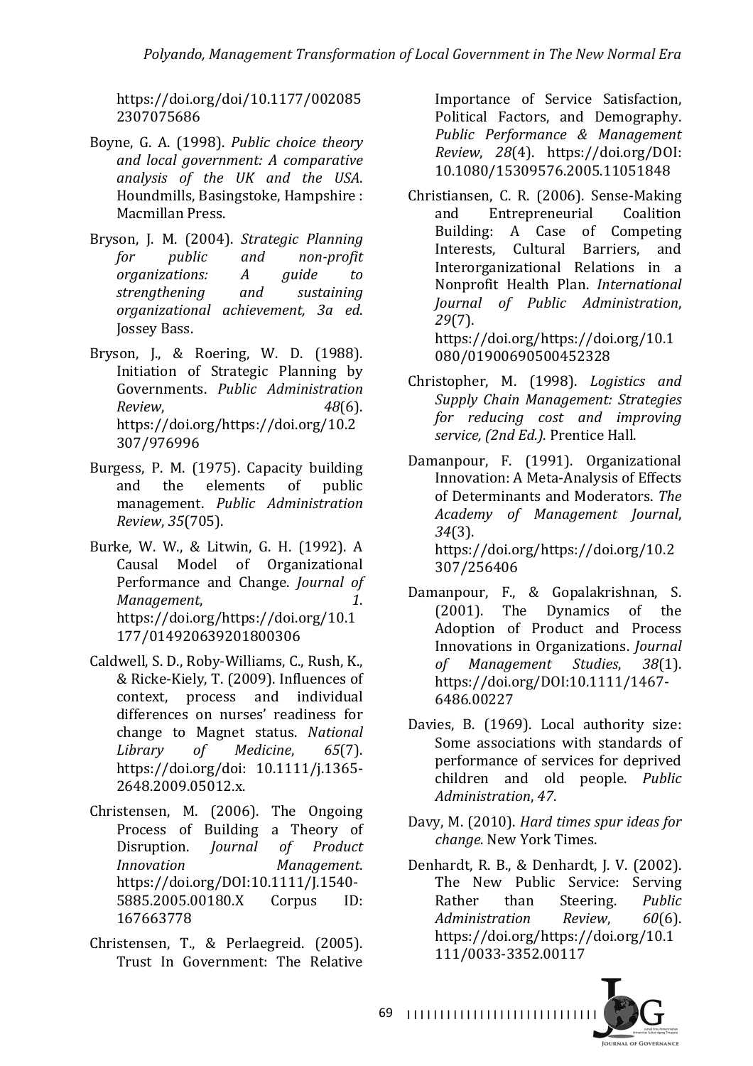https://doi.org/doi/10.1177/0020852307075686

Boyne, G. A. (1998). *Public choice theory and local government: A comparative analysis of the UK and the USA*. Houndmills, Basingstoke, Hampshire : Macmillan Press.

Bryson, J. M. (2004). *Strategic Planning for public and non-profit organizations: A guide to strengthening and sustaining organizational achievement, 3a ed*. Jossey Bass.

Bryson, J., & Roering, W. D. (1988). Initiation of Strategic Planning by Governments. *Public Administration Review*, *48*(6). https://doi.org/https://doi.org/10.2307/976996

Burgess, P. M. (1975). Capacity building and the elements of public management. *Public Administration Review*, *35*(705).

Burke, W. W., & Litwin, G. H. (1992). A Causal Model of Organizational Performance and Change. *Journal of Management*, *1*. https://doi.org/https://doi.org/10.1177/014920639201800306

Caldwell, S. D., Roby-Williams, C., Rush, K., & Ricke-Kiely, T. (2009). Influences of context, process and individual differences on nurses' readiness for change to Magnet status. *National Library of Medicine*, *65*(7). https://doi.org/doi: 10.1111/j.1365-2648.2009.05012.x.

Christensen, M. (2006). The Ongoing Process of Building a Theory of Disruption. *Journal of Product Innovation Management*. https://doi.org/DOI:10.1111/J.1540-5885.2005.00180.X Corpus ID: 167663778

Christensen, T., & Perlaegreid. (2005). Trust In Government: The Relative Importance of Service Satisfaction, Political Factors, and Demography. *Public Performance & Management Review*, *28*(4). https://doi.org/DOI: 10.1080/15309576.2005.11051848

Christiansen, C. R. (2006). Sense-Making and Entrepreneurial Coalition Building: A Case of Competing Interests, Cultural Barriers, and Interorganizational Relations in a Nonprofit Health Plan. *International Journal of Public Administration*, *29*(7). https://doi.org/https://doi.org/10.1080/01900690500452328

Christopher, M. (1998). *Logistics and Supply Chain Management: Strategies for reducing cost and improving service, (2nd Ed.)*. Prentice Hall.

Damanpour, F. (1991). Organizational Innovation: A Meta-Analysis of Effects of Determinants and Moderators. *The Academy of Management Journal*, *34*(3). https://doi.org/https://doi.org/10.2307/256406

Damanpour, F., & Gopalakrishnan, S. (2001). The Dynamics of the Adoption of Product and Process Innovations in Organizations. *Journal of Management Studies*, *38*(1). https://doi.org/DOI:10.1111/1467-6486.00227

Davies, B. (1969). Local authority size: Some associations with standards of performance of services for deprived children and old people. *Public Administration*, *47*.

Davy, M. (2010). *Hard times spur ideas for change*. New York Times.

Denhardt, R. B., & Denhardt, J. V. (2002). The New Public Service: Serving Rather than Steering. *Public Administration Review*, *60*(6). https://doi.org/https://doi.org/10.1111/0033-3352.00117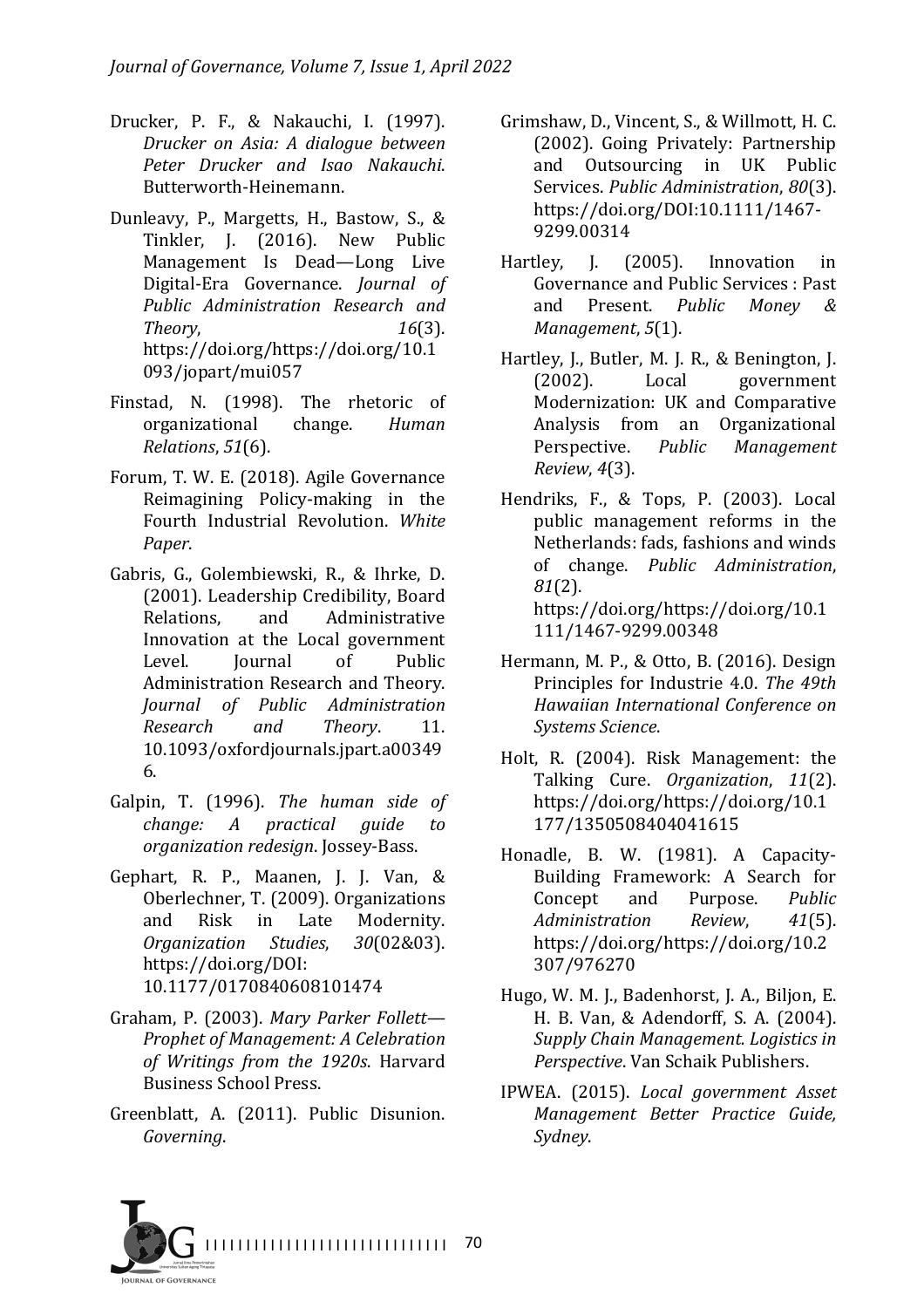Drucker, P. F., & Nakauchi, I. (1997). *Drucker on Asia: A dialogue between Peter Drucker and Isao Nakauchi*. Butterworth-Heinemann.

Dunleavy, P., Margetts, H., Bastow, S., & Tinkler, J. (2016). New Public Management Is Dead—Long Live Digital-Era Governance. *Journal of Public Administration Research and Theory*, *16*(3). https://doi.org/https://doi.org/10.1093/jopart/mui057

Finstad, N. (1998). The rhetoric of organizational change. *Human Relations*, *51*(6).

Forum, T. W. E. (2018). Agile Governance Reimagining Policy-making in the Fourth Industrial Revolution. *White Paper*.

Gabris, G., Golembiewski, R., & Ihrke, D. (2001). Leadership Credibility, Board Relations, and Administrative Innovation at the Local government Level. Journal of Public Administration Research and Theory. *Journal of Public Administration Research and Theory*. 11. 10.1093/oxfordjournals.jpart.a003496.

Galpin, T. (1996). *The human side of change: A practical guide to organization redesign*. Jossey-Bass.

Gephart, R. P., Maanen, J. J. Van, & Oberlechner, T. (2009). Organizations and Risk in Late Modernity. *Organization Studies*, *30*(02&03). https://doi.org/DOI: 10.1177/0170840608101474

Graham, P. (2003). *Mary Parker Follett—Prophet of Management: A Celebration of Writings from the 1920s*. Harvard Business School Press.

Greenblatt, A. (2011). Public Disunion. *Governing*.

Grimshaw, D., Vincent, S., & Willmott, H. C. (2002). Going Privately: Partnership and Outsourcing in UK Public Services. *Public Administration*, *80*(3). https://doi.org/DOI:10.1111/1467-9299.00314

Hartley, J. (2005). Innovation in Governance and Public Services : Past and Present. *Public Money & Management*, *5*(1).

Hartley, J., Butler, M. J. R., & Benington, J. (2002). Local government Modernization: UK and Comparative Analysis from an Organizational Perspective. *Public Management Review*, *4*(3).

Hendriks, F., & Tops, P. (2003). Local public management reforms in the Netherlands: fads, fashions and winds of change. *Public Administration*, *81*(2). https://doi.org/https://doi.org/10.1111/1467-9299.00348

Hermann, M. P., & Otto, B. (2016). Design Principles for Industrie 4.0. *The 49th Hawaiian International Conference on Systems Science*.

Holt, R. (2004). Risk Management: the Talking Cure. *Organization*, *11*(2). https://doi.org/https://doi.org/10.1177/1350508404041615

Honadle, B. W. (1981). A Capacity-Building Framework: A Search for Concept and Purpose. *Public Administration Review*, *41*(5). https://doi.org/https://doi.org/10.2307/976270

Hugo, W. M. J., Badenhorst, J. A., Biljon, E. H. B. Van, & Adendorff, S. A. (2004). *Supply Chain Management. Logistics in Perspective*. Van Schaik Publishers.

IPWEA. (2015). *Local government Asset Management Better Practice Guide, Sydney*.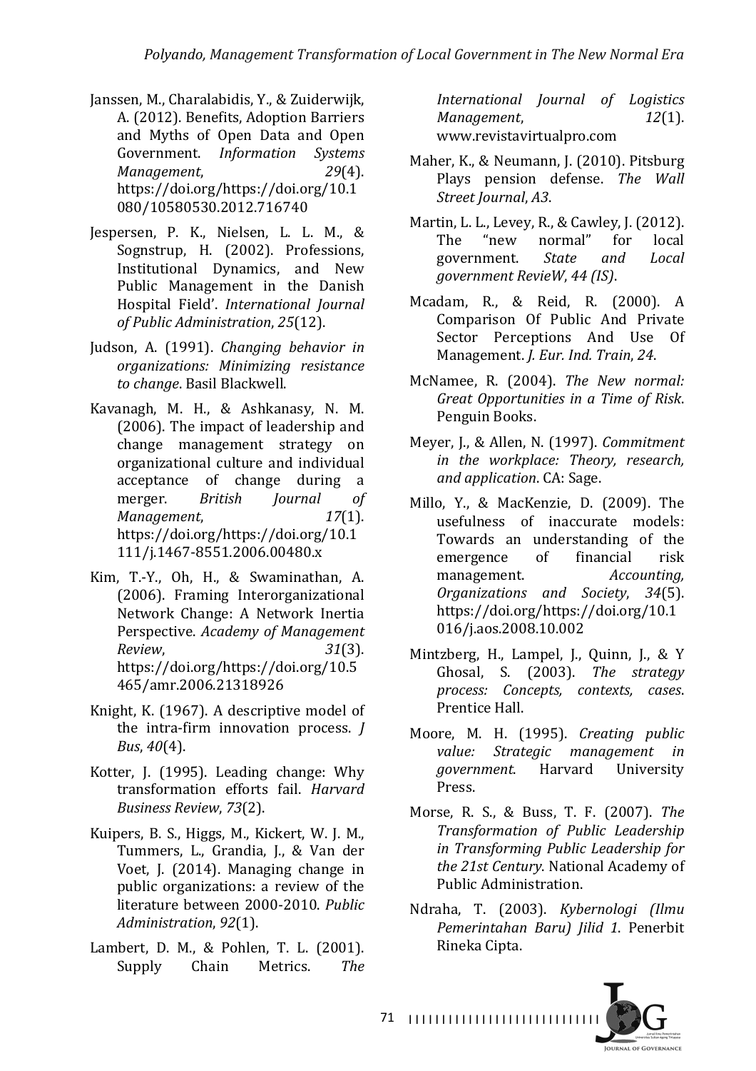Janssen, M., Charalabidis, Y., & Zuiderwijk, A. (2012). Benefits, Adoption Barriers and Myths of Open Data and Open Government. *Information Systems Management*, *29*(4). https://doi.org/https://doi.org/10.1080/10580530.2012.716740

Jespersen, P. K., Nielsen, L. L. M., & Sognstrup, H. (2002). Professions, Institutional Dynamics, and New Public Management in the Danish Hospital Field'. *International Journal of Public Administration*, *25*(12).

Judson, A. (1991). *Changing behavior in organizations: Minimizing resistance to change*. Basil Blackwell.

Kavanagh, M. H., & Ashkanasy, N. M. (2006). The impact of leadership and change management strategy on organizational culture and individual acceptance of change during a merger. *British Journal of Management*, *17*(1). https://doi.org/https://doi.org/10.1111/j.1467-8551.2006.00480.x

Kim, T.-Y., Oh, H., & Swaminathan, A. (2006). Framing Interorganizational Network Change: A Network Inertia Perspective. *Academy of Management Review*, *31*(3). https://doi.org/https://doi.org/10.5465/amr.2006.21318926

Knight, K. (1967). A descriptive model of the intra-firm innovation process. *J Bus*, *40*(4).

Kotter, J. (1995). Leading change: Why transformation efforts fail. *Harvard Business Review*, *73*(2).

Kuipers, B. S., Higgs, M., Kickert, W. J. M., Tummers, L., Grandia, J., & Van der Voet, J. (2014). Managing change in public organizations: a review of the literature between 2000-2010. *Public Administration*, *92*(1).

Lambert, D. M., & Pohlen, T. L. (2001). Supply Chain Metrics. *The International Journal of Logistics Management*, *12*(1). www.revistavirtualpro.com

Maher, K., & Neumann, J. (2010). Pitsburg Plays pension defense. *The Wall Street Journal*, *A3*.

Martin, L. L., Levey, R., & Cawley, J. (2012). The "new normal" for local government. *State and Local government RevieW*, *44 (IS)*.

Mcadam, R., & Reid, R. (2000). A Comparison Of Public And Private Sector Perceptions And Use Of Management. *J. Eur. Ind. Train*, *24*.

McNamee, R. (2004). *The New normal: Great Opportunities in a Time of Risk*. Penguin Books.

Meyer, J., & Allen, N. (1997). *Commitment in the workplace: Theory, research, and application*. CA: Sage.

Millo, Y., & MacKenzie, D. (2009). The usefulness of inaccurate models: Towards an understanding of the emergence of financial risk management. *Accounting, Organizations and Society*, *34*(5). https://doi.org/https://doi.org/10.1016/j.aos.2008.10.002

Mintzberg, H., Lampel, J., Quinn, J., & Y Ghosal, S. (2003). *The strategy process: Concepts, contexts, cases*. Prentice Hall.

Moore, M. H. (1995). *Creating public value: Strategic management in government*. Harvard University Press.

Morse, R. S., & Buss, T. F. (2007). *The Transformation of Public Leadership in Transforming Public Leadership for the 21st Century*. National Academy of Public Administration.

Ndraha, T. (2003). *Kybernologi (Ilmu Pemerintahan Baru) Jilid 1*. Penerbit Rineka Cipta.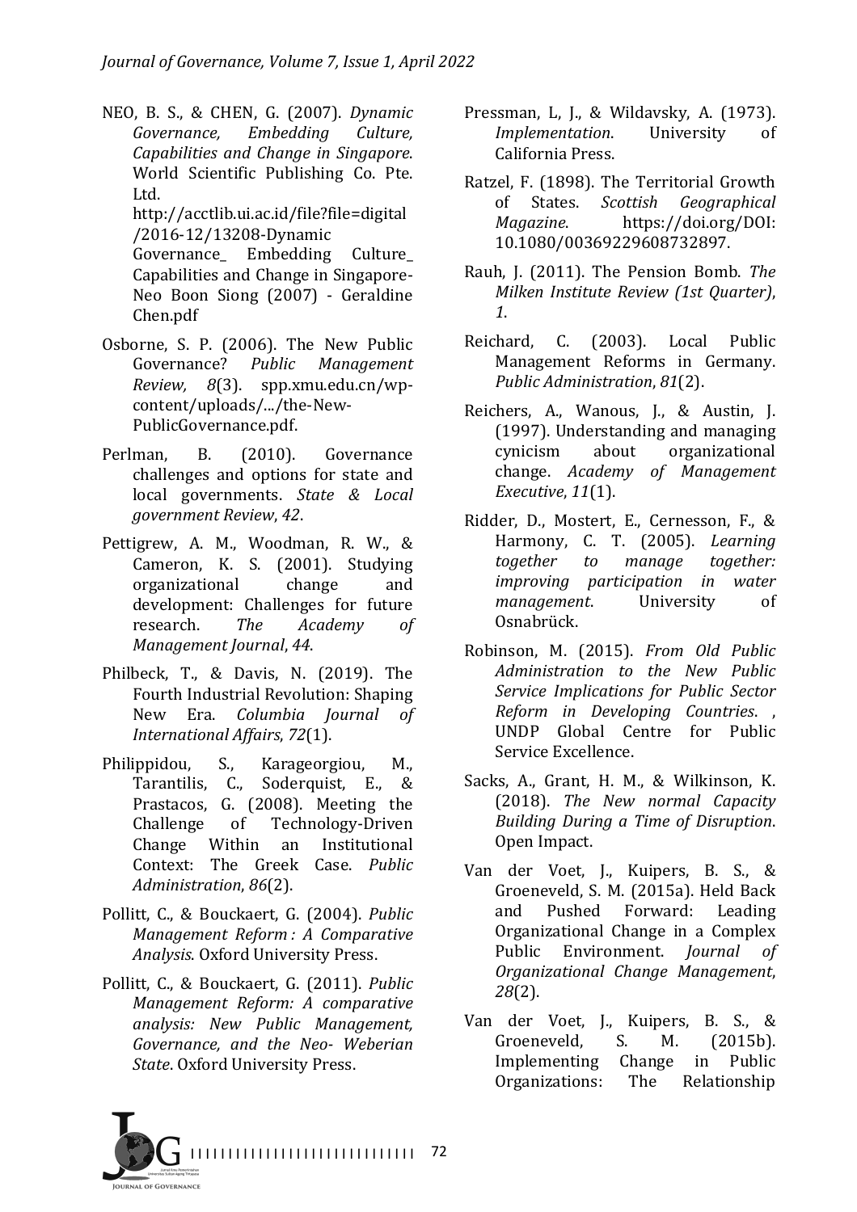NEO, B. S., & CHEN, G. (2007). *Dynamic Governance, Embedding Culture, Capabilities and Change in Singapore*. World Scientific Publishing Co. Pte. Ltd. http://acctlib.ui.ac.id/file?file=digital/2016-12/13208-Dynamic Governance_ Embedding Culture_ Capabilities and Change in Singapore-Neo Boon Siong (2007) - Geraldine Chen.pdf

Osborne, S. P. (2006). The New Public Governance? *Public Management Review, 8*(3). spp.xmu.edu.cn/wp-content/uploads/.../the-New-PublicGovernance.pdf.

Perlman, B. (2010). Governance challenges and options for state and local governments. *State & Local government Review*, *42*.

Pettigrew, A. M., Woodman, R. W., & Cameron, K. S. (2001). Studying organizational change and development: Challenges for future research. *The Academy of Management Journal*, *44*.

Philbeck, T., & Davis, N. (2019). The Fourth Industrial Revolution: Shaping New Era. *Columbia Journal of International Affairs*, *72*(1).

Philippidou, S., Karageorgiou, M., Tarantilis, C., Soderquist, E., & Prastacos, G. (2008). Meeting the Challenge of Technology-Driven Change Within an Institutional Context: The Greek Case. *Public Administration*, *86*(2).

Pollitt, C., & Bouckaert, G. (2004). *Public Management Reform : A Comparative Analysis*. Oxford University Press.

Pollitt, C., & Bouckaert, G. (2011). *Public Management Reform: A comparative analysis: New Public Management, Governance, and the Neo- Weberian State*. Oxford University Press.

Pressman, L, J., & Wildavsky, A. (1973). *Implementation*. University of California Press.

Ratzel, F. (1898). The Territorial Growth of States. *Scottish Geographical Magazine*. https://doi.org/DOI: 10.1080/00369229608732897.

Rauh, J. (2011). The Pension Bomb. *The Milken Institute Review (1st Quarter)*, *1*.

Reichard, C. (2003). Local Public Management Reforms in Germany. *Public Administration*, *81*(2).

Reichers, A., Wanous, J., & Austin, J. (1997). Understanding and managing cynicism about organizational change. *Academy of Management Executive*, *11*(1).

Ridder, D., Mostert, E., Cernesson, F., & Harmony, C. T. (2005). *Learning together to manage together: improving participation in water management*. University of Osnabrück.

Robinson, M. (2015). *From Old Public Administration to the New Public Service Implications for Public Sector Reform in Developing Countries*. , UNDP Global Centre for Public Service Excellence.

Sacks, A., Grant, H. M., & Wilkinson, K. (2018). *The New normal Capacity Building During a Time of Disruption*. Open Impact.

Van der Voet, J., Kuipers, B. S., & Groeneveld, S. M. (2015a). Held Back and Pushed Forward: Leading Organizational Change in a Complex Public Environment. *Journal of Organizational Change Management*, *28*(2).

Van der Voet, J., Kuipers, B. S., & Groeneveld, S. M. (2015b). Implementing Change in Public Organizations: The Relationship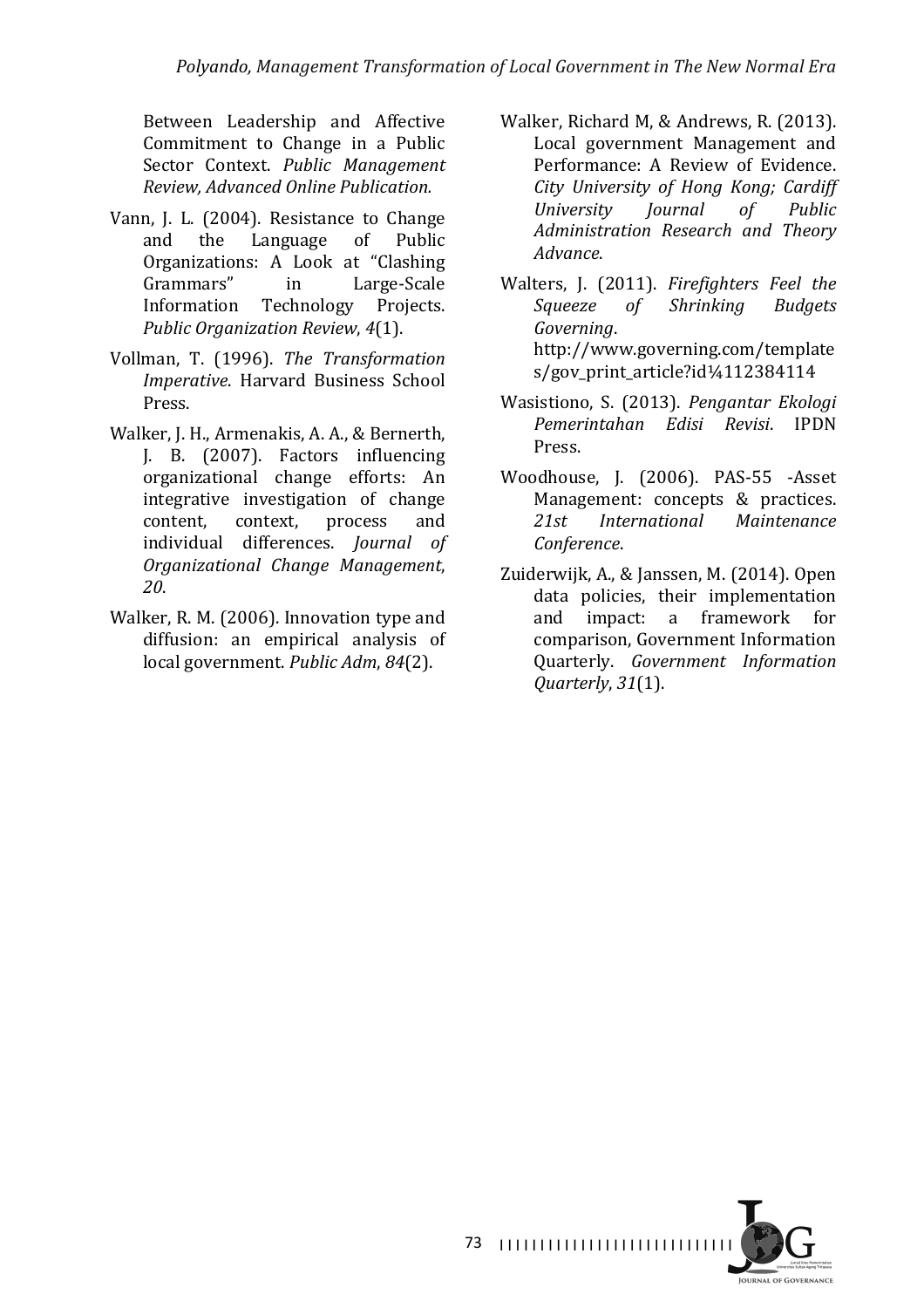Between Leadership and Affective Commitment to Change in a Public Sector Context. *Public Management Review, Advanced Online Publication.*

Vann, J. L. (2004). Resistance to Change and the Language of Public Organizations: A Look at "Clashing Grammars" in Large-Scale Information Technology Projects. *Public Organization Review*, *4*(1).

Vollman, T. (1996). *The Transformation Imperative*. Harvard Business School Press.

Walker, J. H., Armenakis, A. A., & Bernerth, J. B. (2007). Factors influencing organizational change efforts: An integrative investigation of change content, context, process and individual differences. *Journal of Organizational Change Management*, *20*.

Walker, R. M. (2006). Innovation type and diffusion: an empirical analysis of local government. *Public Adm*, *84*(2).

Walker, Richard M, & Andrews, R. (2013). Local government Management and Performance: A Review of Evidence. *City University of Hong Kong; Cardiff University Journal of Public Administration Research and Theory Advance*.

Walters, J. (2011). *Firefighters Feel the Squeeze of Shrinking Budgets Governing*. http://www.governing.com/templates/gov_print_article?id¼112384114

Wasistiono, S. (2013). *Pengantar Ekologi Pemerintahan Edisi Revisi*. IPDN Press.

Woodhouse, J. (2006). PAS-55 -Asset Management: concepts & practices. *21st International Maintenance Conference*.

Zuiderwijk, A., & Janssen, M. (2014). Open data policies, their implementation and impact: a framework for comparison, Government Information Quarterly. *Government Information Quarterly*, *31*(1).